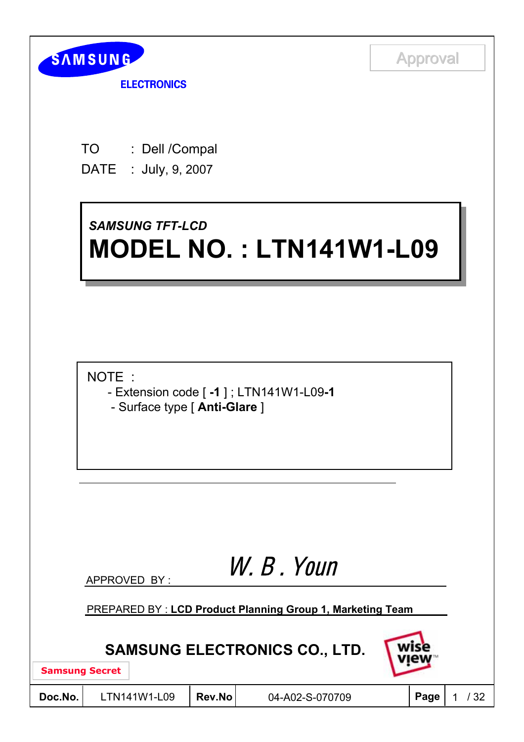SAMSUNG

ELECTRONICS

Approval

TO : Dell /Compal

DATE : July, 9, 2007

*SAMSUNG TFT-LCD*

# MODEL NO. : LTN141W1-L09

NOTE :

- Extension code [ **-1** ] ; LTN141W1-L09**-1**
- Surface type [ **Anti-Glare** ]

APPROVED BY : W. B . Youn

PREPARED BY : **LCD Product Planning Group 1, Marketing Team**

**SAMSUNG ELECTRONICS CO., LTD.**

wise view™

Samsung Secret

| Doc.No. | LTN141W1-L09 | Rev.No | 04-A02-S-070709 | Page | 1 / 32 |
|---|---|---|---|---|---|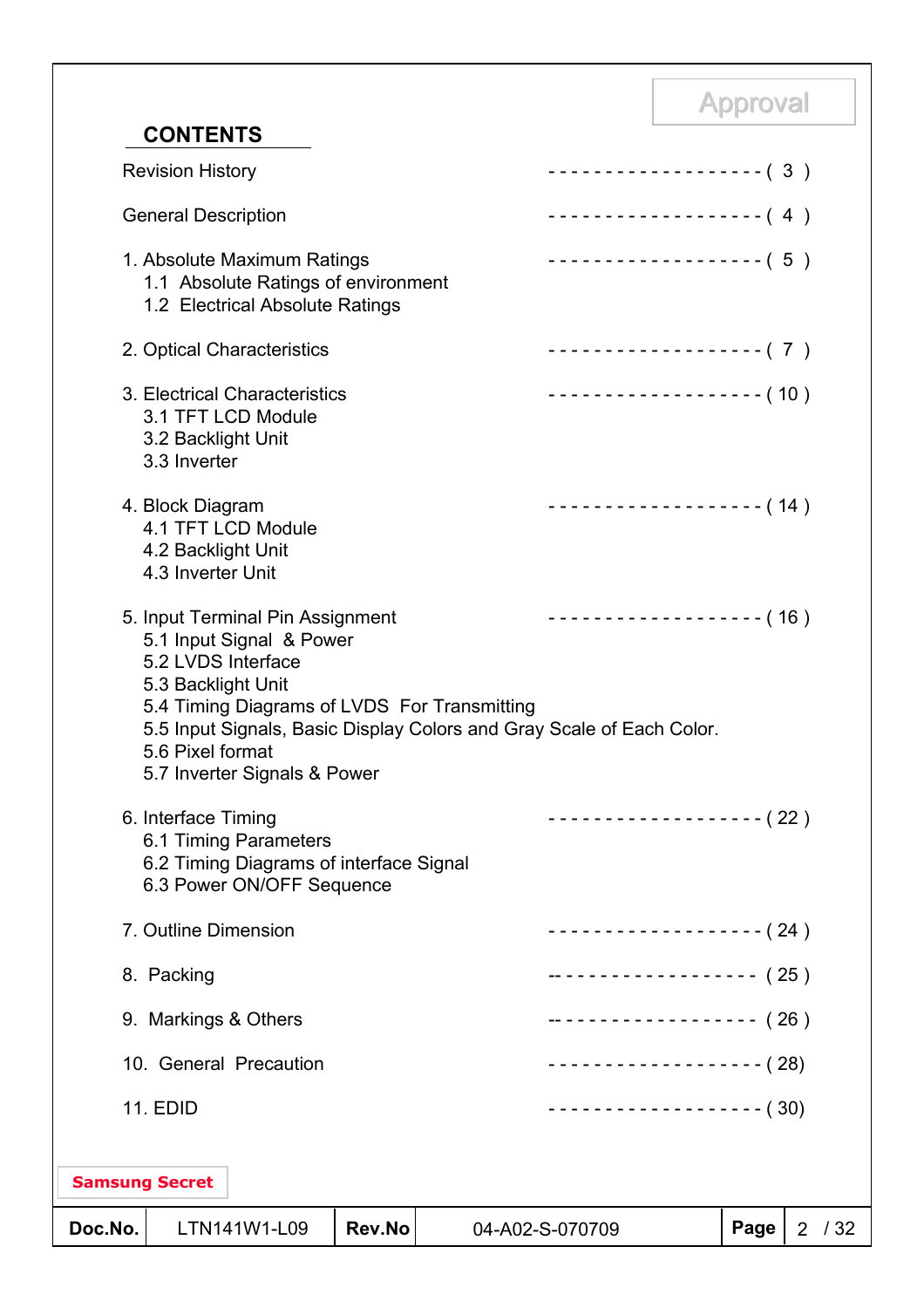Approval

## CONTENTS

Revision History ------------------- ( 3 )

General Description ------------------- ( 4 )

1. Absolute Maximum Ratings ------------------- ( 5 )
   - 1.1 Absolute Ratings of environment
   - 1.2 Electrical Absolute Ratings

2. Optical Characteristics ------------------- ( 7 )

3. Electrical Characteristics ------------------- ( 10 )
   - 3.1 TFT LCD Module
   - 3.2 Backlight Unit
   - 3.3 Inverter

4. Block Diagram ------------------- ( 14 )
   - 4.1 TFT LCD Module
   - 4.2 Backlight Unit
   - 4.3 Inverter Unit

5. Input Terminal Pin Assignment ------------------- ( 16 )
   - 5.1 Input Signal & Power
   - 5.2 LVDS Interface
   - 5.3 Backlight Unit
   - 5.4 Timing Diagrams of LVDS For Transmitting
   - 5.5 Input Signals, Basic Display Colors and Gray Scale of Each Color.
   - 5.6 Pixel format
   - 5.7 Inverter Signals & Power

6. Interface Timing ------------------- ( 22 )
   - 6.1 Timing Parameters
   - 6.2 Timing Diagrams of interface Signal
   - 6.3 Power ON/OFF Sequence

7. Outline Dimension ------------------- ( 24 )

8. Packing ------------------- ( 25 )

9. Markings & Others ------------------- ( 26 )

10. General Precaution ------------------- ( 28)

11. EDID ------------------- ( 30)

Samsung Secret

| Doc.No. | LTN141W1-L09 | Rev.No | 04-A02-S-070709 | Page | 2 / 32 |
|---|---|---|---|---|---|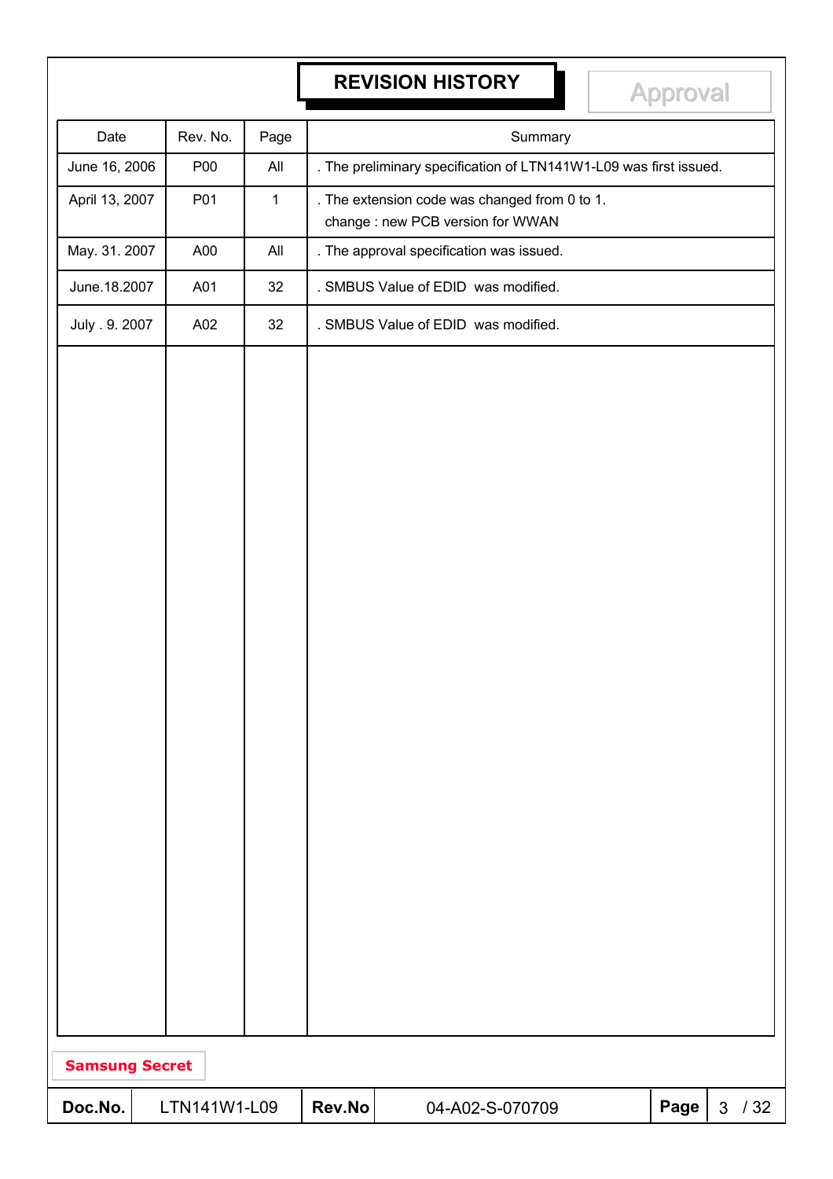# REVISION HISTORY

Approval

| Date | Rev. No. | Page | Summary |
|---|---|---|---|
| June 16, 2006 | P00 | All | . The preliminary specification of LTN141W1-L09 was first issued. |
| April 13, 2007 | P01 | 1 | . The extension code was changed from 0 to 1.<br>change : new PCB version for WWAN |
| May. 31. 2007 | A00 | All | . The approval specification was issued. |
| June.18.2007 | A01 | 32 | . SMBUS Value of EDID was modified. |
| July . 9. 2007 | A02 | 32 | . SMBUS Value of EDID was modified. |

Samsung Secret

| Doc.No. | LTN141W1-L09 | Rev.No | 04-A02-S-070709 |
|---|---|---|---|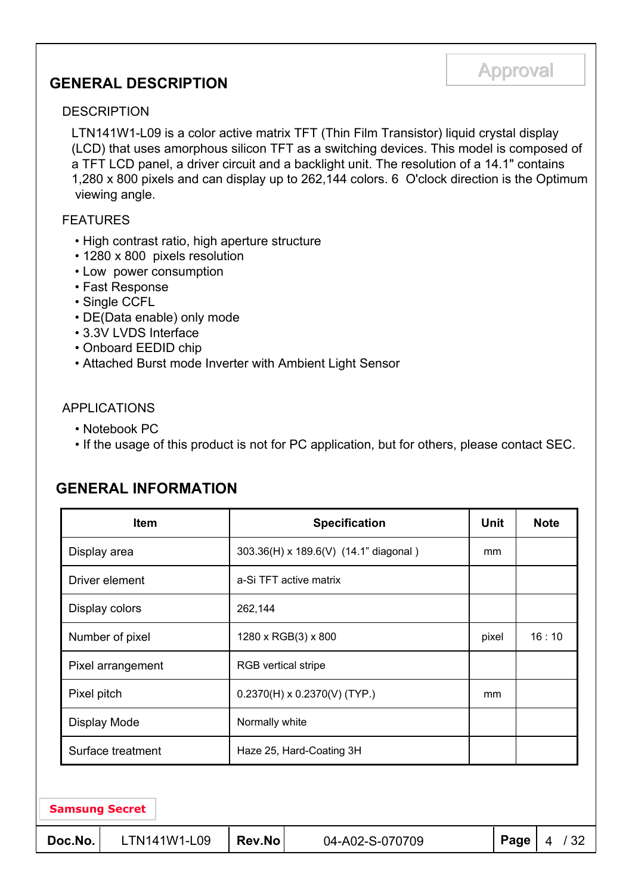Approval

## GENERAL DESCRIPTION

### DESCRIPTION

LTN141W1-L09 is a color active matrix TFT (Thin Film Transistor) liquid crystal display (LCD) that uses amorphous silicon TFT as a switching devices. This model is composed of a TFT LCD panel, a driver circuit and a backlight unit. The resolution of a 14.1" contains 1,280 x 800 pixels and can display up to 262,144 colors. 6 O'clock direction is the Optimum viewing angle.

### FEATURES

- High contrast ratio, high aperture structure
- 1280 x 800 pixels resolution
- Low power consumption
- Fast Response
- Single CCFL
- DE(Data enable) only mode
- 3.3V LVDS Interface
- Onboard EEDID chip
- Attached Burst mode Inverter with Ambient Light Sensor

### APPLICATIONS

- Notebook PC
- If the usage of this product is not for PC application, but for others, please contact SEC.

## GENERAL INFORMATION

| Item | Specification | Unit | Note |
|---|---|---|---|
| Display area | 303.36(H) x 189.6(V) (14.1" diagonal ) | mm | |
| Driver element | a-Si TFT active matrix | | |
| Display colors | 262,144 | | |
| Number of pixel | 1280 x RGB(3) x 800 | pixel | 16 : 10 |
| Pixel arrangement | RGB vertical stripe | | |
| Pixel pitch | 0.2370(H) x 0.2370(V) (TYP.) | mm | |
| Display Mode | Normally white | | |
| Surface treatment | Haze 25, Hard-Coating 3H | | |

Samsung Secret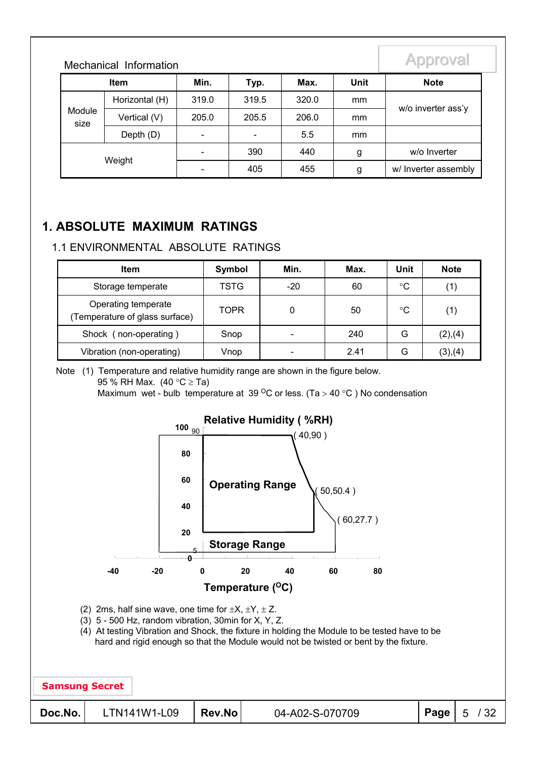Mechanical Information

| Item | | Min. | Typ. | Max. | Unit | Note |
|---|---|---|---|---|---|---|
| Module size | Horizontal (H) | 319.0 | 319.5 | 320.0 | mm | w/o inverter ass'y |
| | Vertical (V) | 205.0 | 205.5 | 206.0 | mm | |
| | Depth (D) | - | - | 5.5 | mm | |
| Weight | | - | 390 | 440 | g | w/o Inverter |
| | | - | 405 | 455 | g | w/ Inverter assembly |

# 1. ABSOLUTE MAXIMUM RATINGS

## 1.1 ENVIRONMENTAL ABSOLUTE RATINGS

| Item | Symbol | Min. | Max. | Unit | Note |
|---|---|---|---|---|---|
| Storage temperate | TSTG | -20 | 60 | °C | (1) |
| Operating temperate (Temperature of glass surface) | TOPR | 0 | 50 | °C | (1) |
| Shock ( non-operating ) | Snop | - | 240 | G | (2),(4) |
| Vibration (non-operating) | Vnop | - | 2.41 | G | (3),(4) |

Note (1) Temperature and relative humidity range are shown in the figure below.
95 % RH Max. (40 °C ≥ Ta)
Maximum wet - bulb temperature at 39 °C or less. (Ta > 40 °C ) No condensation

Relative Humidity ( %RH)

100, 90, 80, 60, 40, 20, 5, 0

( 40,90 )

Operating Range

( 50,50.4 )

( 60,27.7 )

Storage Range

-40, -20, 0, 20, 40, 60, 80

Temperature (°C)

(2) 2ms, half sine wave, one time for ±X, ±Y, ± Z.
(3) 5 - 500 Hz, random vibration, 30min for X, Y, Z.
(4) At testing Vibration and Shock, the fixture in holding the Module to be tested have to be hard and rigid enough so that the Module would not be twisted or bent by the fixture.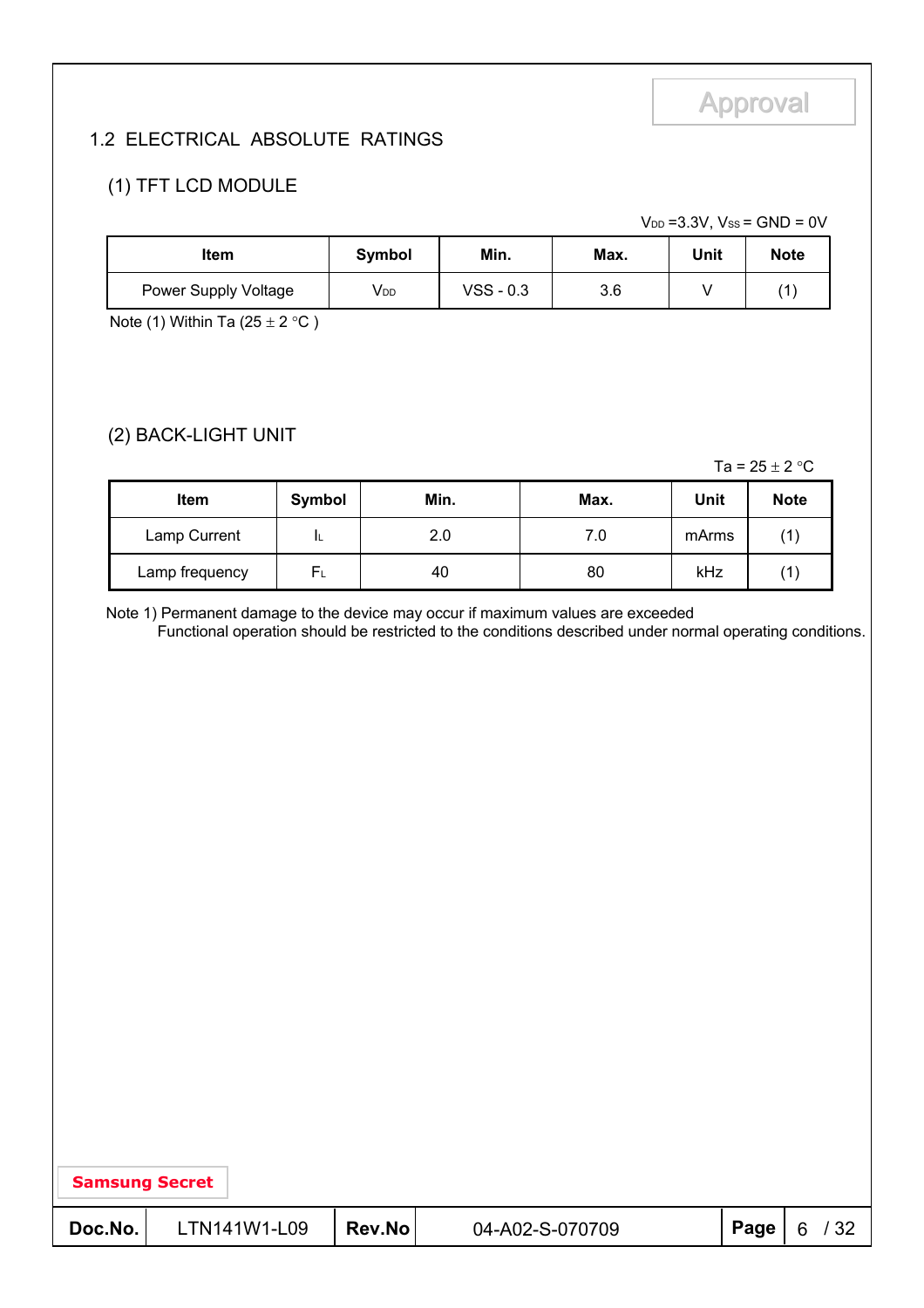## 1.2 ELECTRICAL ABSOLUTE RATINGS

### (1) TFT LCD MODULE

$V_{DD}$ =3.3V, $V_{SS}$ = GND = 0V

| Item | Symbol | Min. | Max. | Unit | Note |
|---|---|---|---|---|---|
| Power Supply Voltage | $V_{DD}$ | VSS - 0.3 | 3.6 | V | (1) |

Note (1) Within Ta (25 ± 2 °C )

### (2) BACK-LIGHT UNIT

Ta = 25 ± 2 °C

| Item | Symbol | Min. | Max. | Unit | Note |
|---|---|---|---|---|---|
| Lamp Current | $I_L$ | 2.0 | 7.0 | mArms | (1) |
| Lamp frequency | $F_L$ | 40 | 80 | kHz | (1) |

Note 1) Permanent damage to the device may occur if maximum values are exceeded
Functional operation should be restricted to the conditions described under normal operating conditions.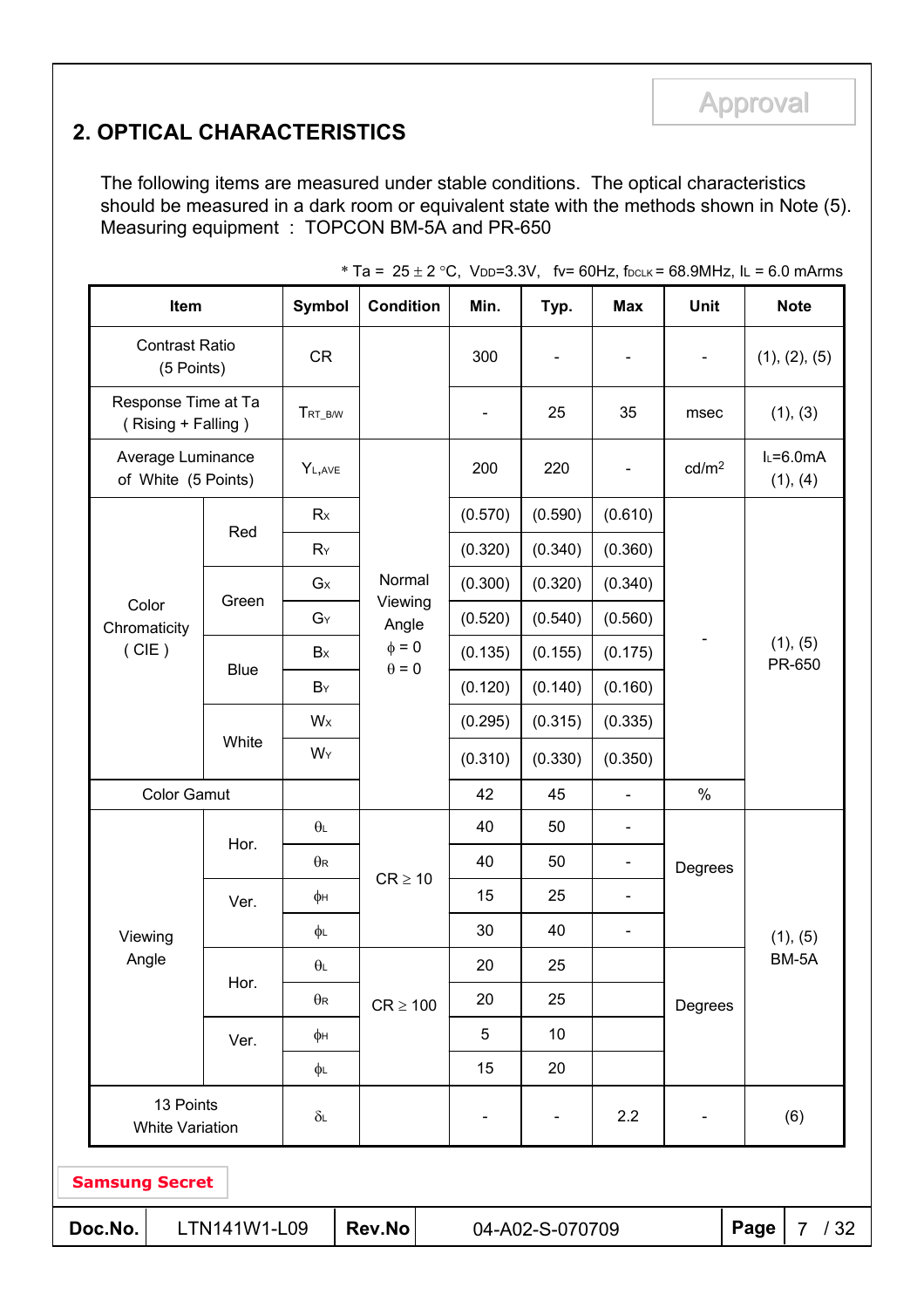Approval

## 2. OPTICAL CHARACTERISTICS

The following items are measured under stable conditions. The optical characteristics should be measured in a dark room or equivalent state with the methods shown in Note (5).
Measuring equipment : TOPCON BM-5A and PR-650

* Ta = 25 ± 2 °C, $V_{DD}$=3.3V, fv= 60Hz, $f_{DCLK}$ = 68.9MHz, $I_L$ = 6.0 mArms

| Item | | Symbol | Condition | Min. | Typ. | Max | Unit | Note |
|---|---|---|---|---|---|---|---|---|
| Contrast Ratio (5 Points) | | CR | | 300 | - | - | - | (1), (2), (5) |
| Response Time at Ta ( Rising + Falling ) | | $T_{RT\_B/W}$ | | - | 25 | 35 | msec | (1), (3) |
| Average Luminance of White (5 Points) | | $Y_{L,AVE}$ | Normal Viewing Angle $\phi$ = 0 $\theta$ = 0 | 200 | 220 | - | cd/m² | $I_L$=6.0mA (1), (4) |
| Color Chromaticity ( CIE ) | Red | $R_X$ | | (0.570) | (0.590) | (0.610) | - | (1), (5) PR-650 |
| | | $R_Y$ | | (0.320) | (0.340) | (0.360) | | |
| | Green | $G_X$ | | (0.300) | (0.320) | (0.340) | | |
| | | $G_Y$ | | (0.520) | (0.540) | (0.560) | | |
| | Blue | $B_X$ | | (0.135) | (0.155) | (0.175) | | |
| | | $B_Y$ | | (0.120) | (0.140) | (0.160) | | |
| | White | $W_X$ | | (0.295) | (0.315) | (0.335) | | |
| | | $W_Y$ | | (0.310) | (0.330) | (0.350) | | |
| Color Gamut | | | | 42 | 45 | - | % | |
| Viewing Angle | Hor. | $\theta_L$ | CR ≥ 10 | 40 | 50 | - | Degrees | (1), (5) BM-5A |
| | | $\theta_R$ | | 40 | 50 | - | | |
| | Ver. | $\phi_H$ | | 15 | 25 | - | | |
| | | $\phi_L$ | | 30 | 40 | - | | |
| | Hor. | $\theta_L$ | CR ≥ 100 | 20 | 25 | | Degrees | |
| | | $\theta_R$ | | 20 | 25 | | | |
| | Ver. | $\phi_H$ | | 5 | 10 | | | |
| | | $\phi_L$ | | 15 | 20 | | | |
| 13 Points White Variation | | $\delta_L$ | | - | - | 2.2 | - | (6) |

Samsung Secret

| Doc.No. | LTN141W1-L09 | Rev.No | 04-A02-S-070709 |
|---|---|---|---|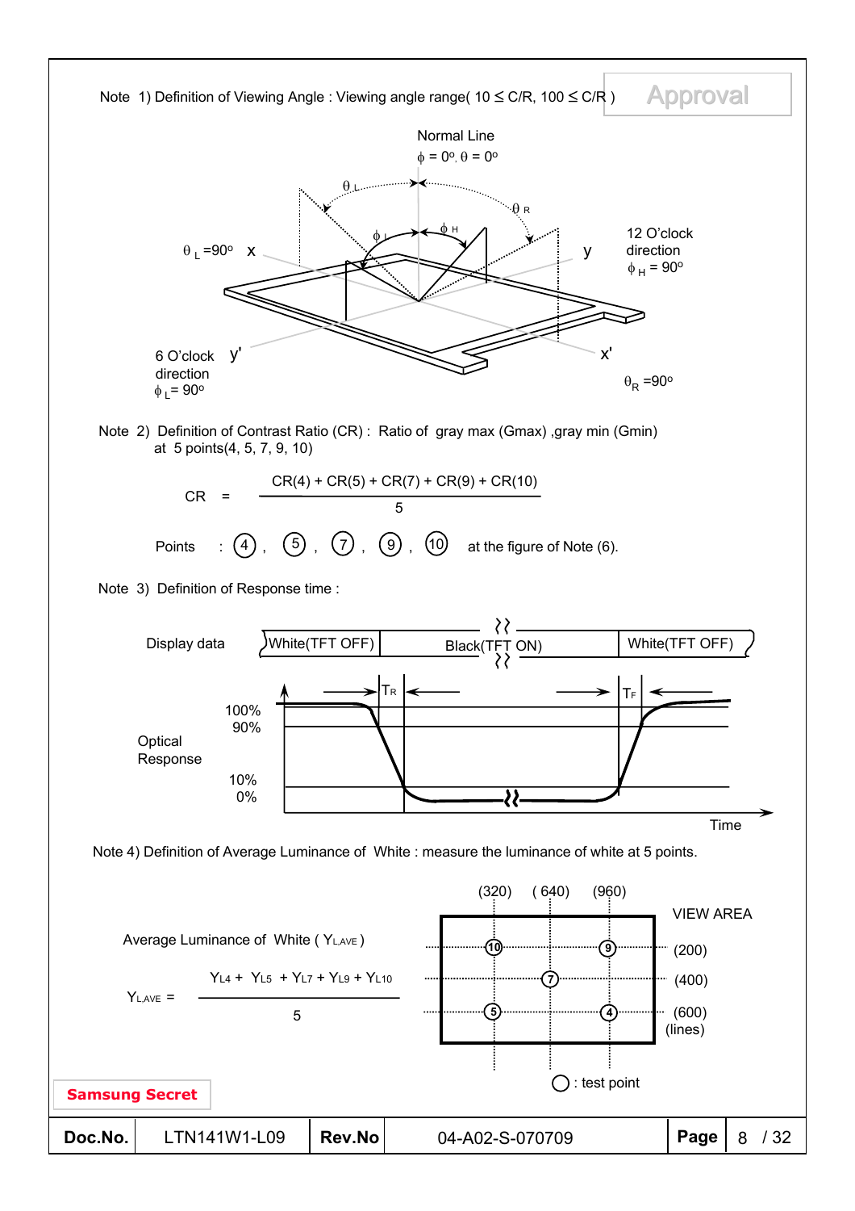Note 1) Definition of Viewing Angle : Viewing angle range( $10 \leq C/R$, $100 \leq C/R$ )

Normal Line

$\phi = 0^o$, $\theta = 0^o$

$\theta_L$, $\theta_R$, $\phi_L$, $\phi_H$

$\theta_L = 90^o$ x y

12 O'clock direction $\phi_H = 90^o$

6 O'clock direction $\phi_L = 90^o$ y' x'

$\theta_R = 90^o$

Note 2) Definition of Contrast Ratio (CR) : Ratio of gray max (Gmax) ,gray min (Gmin) at 5 points(4, 5, 7, 9, 10)

$$CR = \frac{CR(4) + CR(5) + CR(7) + CR(9) + CR(10)}{5}$$

Points : ④ , ⑤ , ⑦ , ⑨ , ⑩ at the figure of Note (6).

Note 3) Definition of Response time :

Display data: White(TFT OFF) | Black(TFT ON) | White(TFT OFF)

Optical Response: 100%, 90%, 10%, 0% — $T_R$, $T_F$ — Time

Note 4) Definition of Average Luminance of White : measure the luminance of white at 5 points.

Average Luminance of White ( $Y_{L,AVE}$ )

$$Y_{L,AVE} = \frac{Y_{L4} + Y_{L5} + Y_{L7} + Y_{L9} + Y_{L10}}{5}$$

VIEW AREA: (320) ( 640) (960); (200) (400) (600) (lines)

○ : test point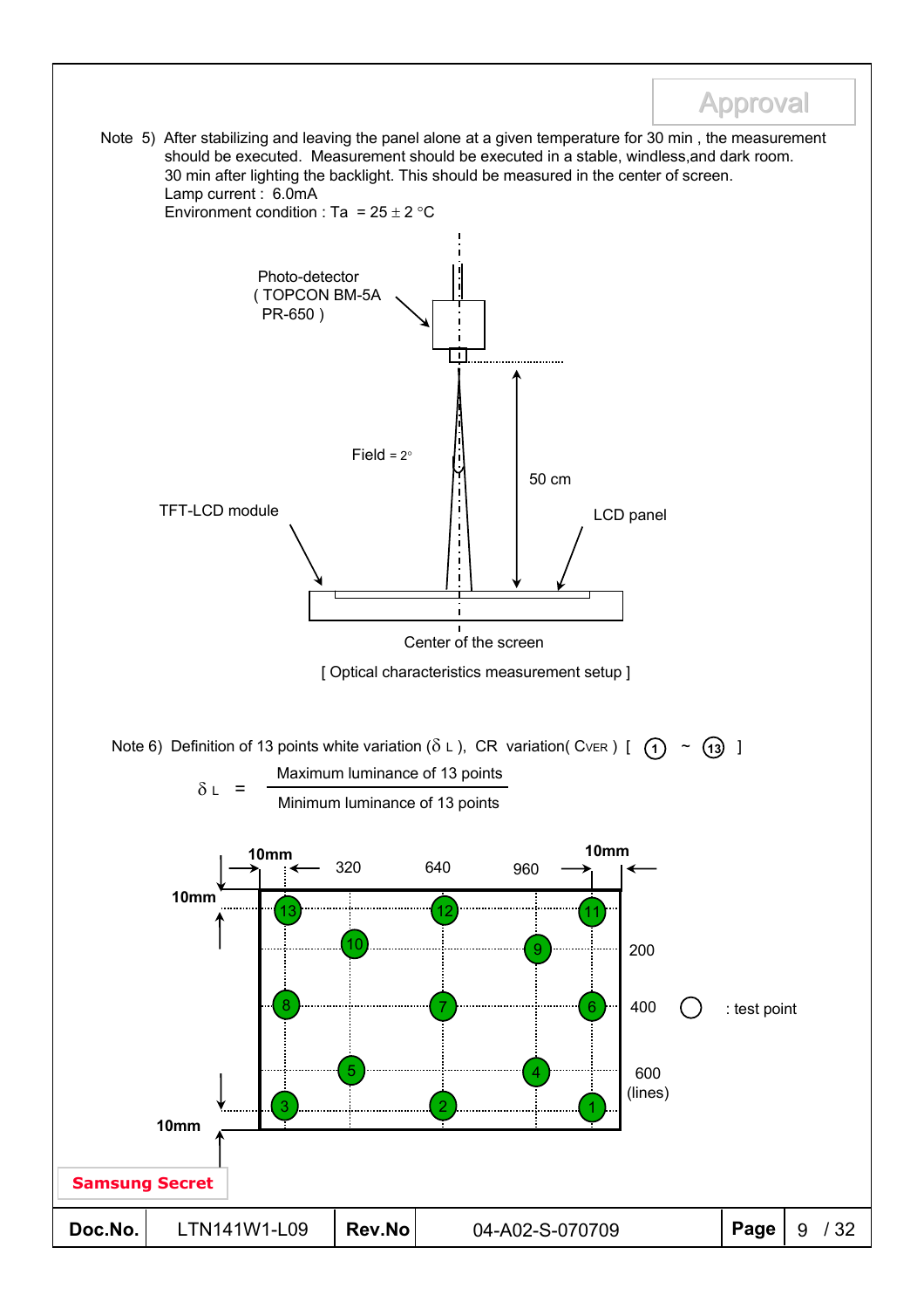Note 5) After stabilizing and leaving the panel alone at a given temperature for 30 min , the measurement should be executed. Measurement should be executed in a stable, windless,and dark room. 30 min after lighting the backlight. This should be measured in the center of screen.
Lamp current : 6.0mA
Environment condition : Ta = 25 ± 2 °C

Photo-detector ( TOPCON BM-5A PR-650 )

Field = 2°

50 cm

TFT-LCD module

LCD panel

Center of the screen

[ Optical characteristics measurement setup ]

Note 6) Definition of 13 points white variation ($\delta_L$), CR variation( $C_{VER}$ ) [ ① ~ ⑬ ]

$$\delta_L = \frac{\text{Maximum luminance of 13 points}}{\text{Minimum luminance of 13 points}}$$

10mm, 320, 640, 960, 10mm

10mm

200

400 ○ : test point

600 (lines)

10mm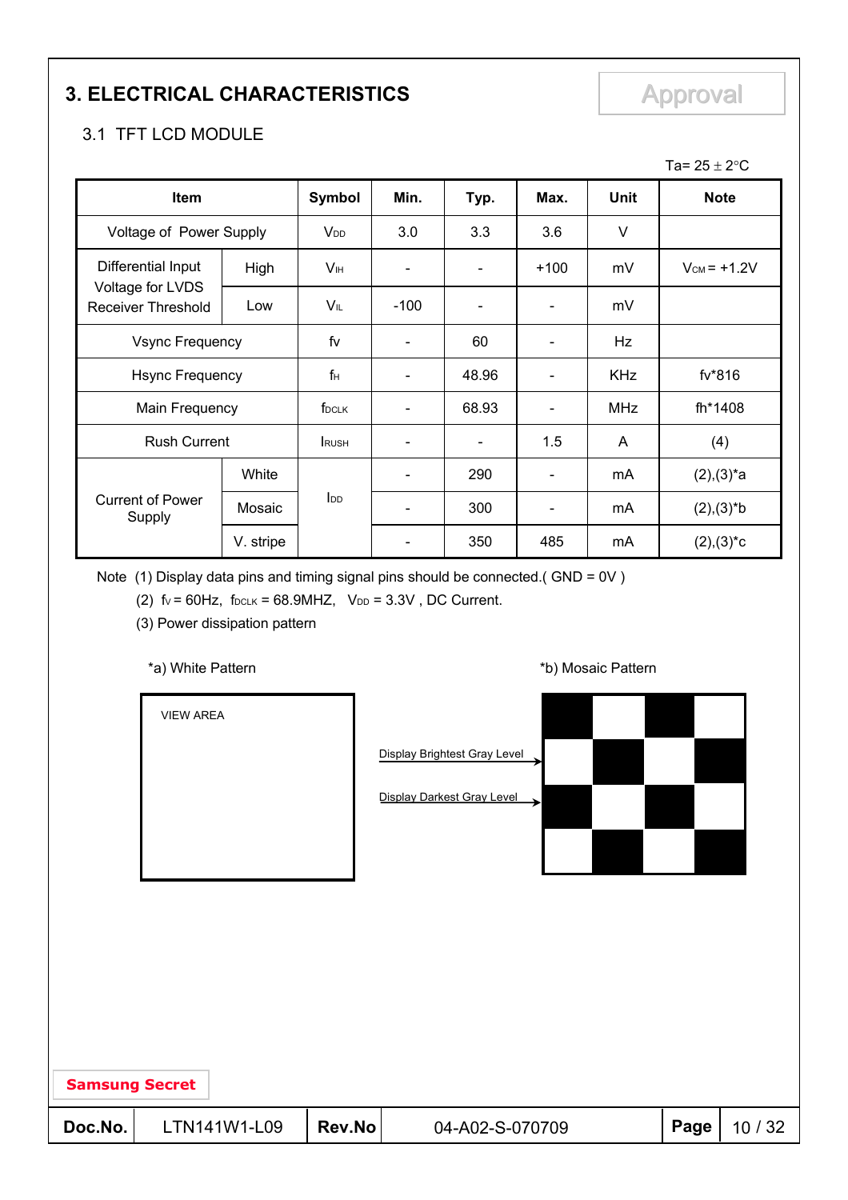# 3. ELECTRICAL CHARACTERISTICS

Approval

## 3.1 TFT LCD MODULE

Ta= 25 ± 2°C

| Item | | Symbol | Min. | Typ. | Max. | Unit | Note |
|---|---|---|---|---|---|---|---|
| Voltage of Power Supply | | $V_{DD}$ | 3.0 | 3.3 | 3.6 | V | |
| Differential Input Voltage for LVDS Receiver Threshold | High | $V_{IH}$ | - | - | +100 | mV | $V_{CM}$ = +1.2V |
| | Low | $V_{IL}$ | -100 | - | - | mV | |
| Vsync Frequency | | fv | - | 60 | - | Hz | |
| Hsync Frequency | | $f_H$ | - | 48.96 | - | KHz | fv*816 |
| Main Frequency | | $f_{DCLK}$ | - | 68.93 | - | MHz | fh*1408 |
| Rush Current | | $I_{RUSH}$ | - | - | 1.5 | A | (4) |
| Current of Power Supply | White | $I_{DD}$ | - | 290 | - | mA | (2),(3)*a |
| | Mosaic | | - | 300 | - | mA | (2),(3)*b |
| | V. stripe | | - | 350 | 485 | mA | (2),(3)*c |

Note (1) Display data pins and timing signal pins should be connected.( GND = 0V )

(2) $f_V$ = 60Hz, $f_{DCLK}$ = 68.9MHZ, $V_{DD}$ = 3.3V , DC Current.

(3) Power dissipation pattern

*a) White Pattern

VIEW AREA

*b) Mosaic Pattern

Display Brightest Gray Level

Display Darkest Gray Level

Samsung Secret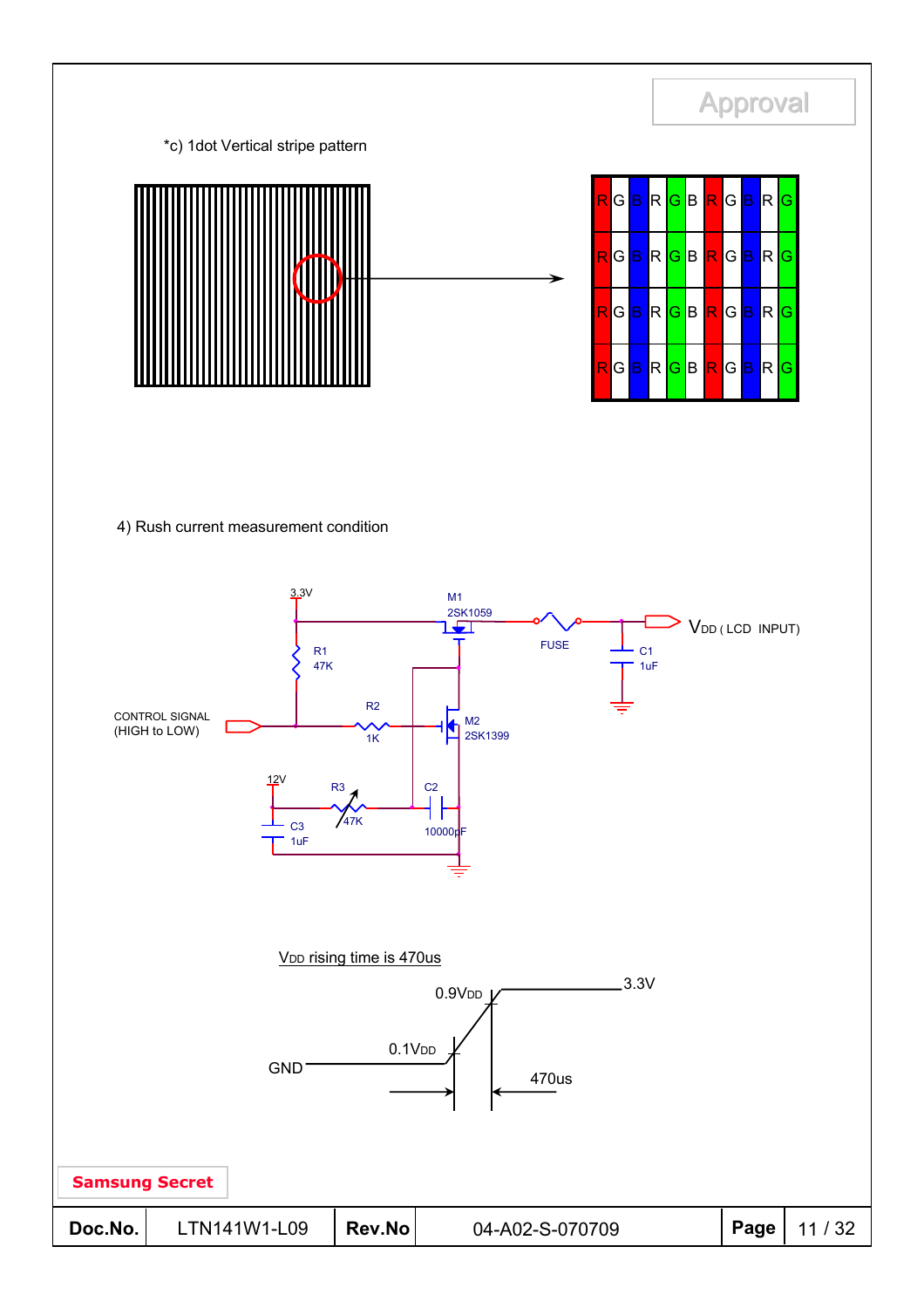*c) 1dot Vertical stripe pattern

| R | G | B | R | G | B | R | G | B | R | G |
|---|---|---|---|---|---|---|---|---|---|---|
| R | G | B | R | G | B | R | G | B | R | G |
| R | G | B | R | G | B | R | G | B | R | G |
| R | G | B | R | G | B | R | G | B | R | G |

4) Rush current measurement condition

3.3V

M1 2SK1059

FUSE

$V_{DD}$ ( LCD INPUT)

C1 1uF

R1 47K

CONTROL SIGNAL (HIGH to LOW)

R2 1K

M2 2SK1399

12V

R3 47K

C2 10000pF

C3 1uF

$V_{DD}$ rising time is 470us

0.9$V_{DD}$

3.3V

0.1$V_{DD}$

GND

470us

Samsung Secret

| Doc.No. | LTN141W1-L09 | Rev.No | 04-A02-S-070709 | Page | 11 / 32 |
|---|---|---|---|---|---|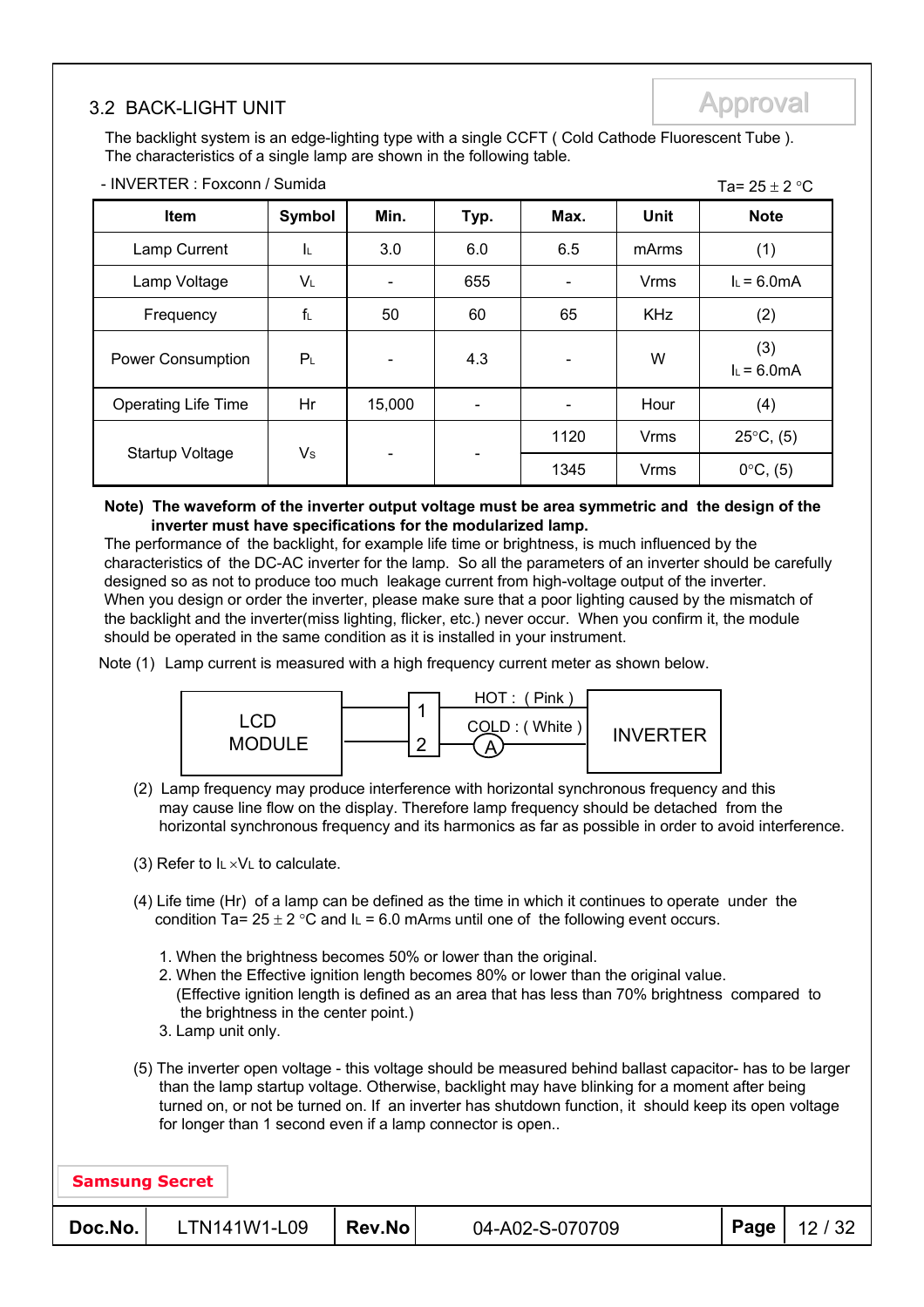## 3.2 BACK-LIGHT UNIT

The backlight system is an edge-lighting type with a single CCFT ( Cold Cathode Fluorescent Tube ).
The characteristics of a single lamp are shown in the following table.

- INVERTER : Foxconn / Sumida

Ta= 25 ± 2 °C

| Item | Symbol | Min. | Typ. | Max. | Unit | Note |
|---|---|---|---|---|---|---|
| Lamp Current | $I_L$ | 3.0 | 6.0 | 6.5 | mArms | (1) |
| Lamp Voltage | $V_L$ | - | 655 | - | Vrms | $I_L$ = 6.0mA |
| Frequency | $f_L$ | 50 | 60 | 65 | KHz | (2) |
| Power Consumption | $P_L$ | - | 4.3 | - | W | (3) $I_L$ = 6.0mA |
| Operating Life Time | Hr | 15,000 | - | - | Hour | (4) |
| Startup Voltage | $V_S$ | - | - | 1120 | Vrms | 25°C, (5) |
| | | | | 1345 | Vrms | 0°C, (5) |

**Note) The waveform of the inverter output voltage must be area symmetric and the design of the inverter must have specifications for the modularized lamp.**

The performance of the backlight, for example life time or brightness, is much influenced by the characteristics of the DC-AC inverter for the lamp. So all the parameters of an inverter should be carefully designed so as not to produce too much leakage current from high-voltage output of the inverter.
When you design or order the inverter, please make sure that a poor lighting caused by the mismatch of the backlight and the inverter(miss lighting, flicker, etc.) never occur. When you confirm it, the module should be operated in the same condition as it is installed in your instrument.

Note (1) Lamp current is measured with a high frequency current meter as shown below.

LCD MODULE — 1 — HOT : ( Pink ) — INVERTER
LCD MODULE — 2 — COLD : ( White ) — (A) — INVERTER

(2) Lamp frequency may produce interference with horizontal synchronous frequency and this may cause line flow on the display. Therefore lamp frequency should be detached from the horizontal synchronous frequency and its harmonics as far as possible in order to avoid interference.

(3) Refer to $I_L \times V_L$ to calculate.

(4) Life time (Hr) of a lamp can be defined as the time in which it continues to operate under the condition Ta= 25 ± 2 °C and $I_L$ = 6.0 mArms until one of the following event occurs.

1. When the brightness becomes 50% or lower than the original.
2. When the Effective ignition length becomes 80% or lower than the original value.
   (Effective ignition length is defined as an area that has less than 70% brightness compared to the brightness in the center point.)
3. Lamp unit only.

(5) The inverter open voltage - this voltage should be measured behind ballast capacitor- has to be larger than the lamp startup voltage. Otherwise, backlight may have blinking for a moment after being turned on, or not be turned on. If an inverter has shutdown function, it should keep its open voltage for longer than 1 second even if a lamp connector is open..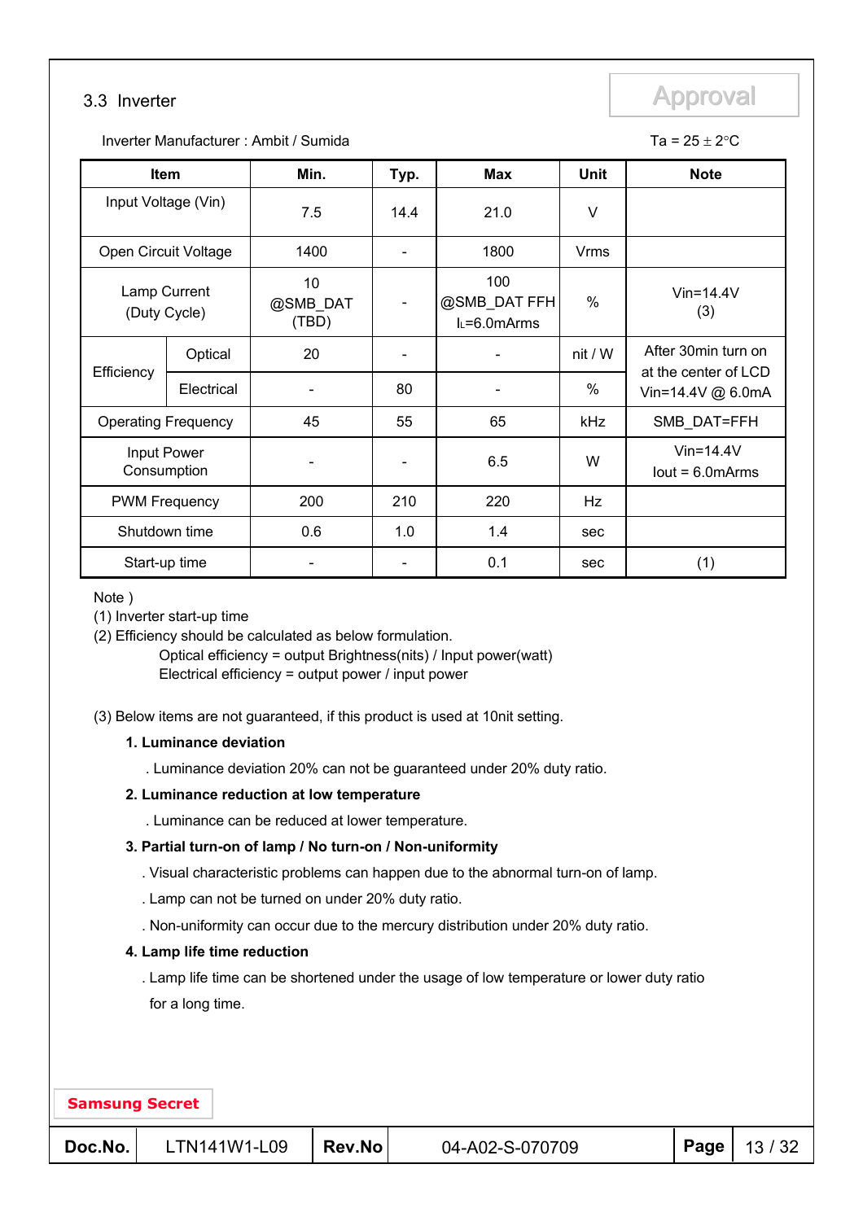## 3.3 Inverter

Approval

Inverter Manufacturer : Ambit / Sumida

Ta = 25 ± 2°C

| Item | | Min. | Typ. | Max | Unit | Note |
|---|---|---|---|---|---|---|
| Input Voltage (Vin) | | 7.5 | 14.4 | 21.0 | V | |
| Open Circuit Voltage | | 1400 | - | 1800 | Vrms | |
| Lamp Current (Duty Cycle) | | 10 @SMB_DAT (TBD) | - | 100 @SMB_DAT FFH $I_L$=6.0mArms | % | Vin=14.4V (3) |
| Efficiency | Optical | 20 | - | - | nit / W | After 30min turn on at the center of LCD Vin=14.4V @ 6.0mA |
| | Electrical | - | 80 | - | % | |
| Operating Frequency | | 45 | 55 | 65 | kHz | SMB_DAT=FFH |
| Input Power Consumption | | - | - | 6.5 | W | Vin=14.4V Iout = 6.0mArms |
| PWM Frequency | | 200 | 210 | 220 | Hz | |
| Shutdown time | | 0.6 | 1.0 | 1.4 | sec | |
| Start-up time | | - | - | 0.1 | sec | (1) |

Note )

(1) Inverter start-up time

(2) Efficiency should be calculated as below formulation.

Optical efficiency = output Brightness(nits) / Input power(watt)

Electrical efficiency = output power / input power

(3) Below items are not guaranteed, if this product is used at 10nit setting.

**1. Luminance deviation**

. Luminance deviation 20% can not be guaranteed under 20% duty ratio.

**2. Luminance reduction at low temperature**

. Luminance can be reduced at lower temperature.

**3. Partial turn-on of lamp / No turn-on / Non-uniformity**

. Visual characteristic problems can happen due to the abnormal turn-on of lamp.

. Lamp can not be turned on under 20% duty ratio.

. Non-uniformity can occur due to the mercury distribution under 20% duty ratio.

**4. Lamp life time reduction**

. Lamp life time can be shortened under the usage of low temperature or lower duty ratio for a long time.

Samsung Secret

| Doc.No. | LTN141W1-L09 | Rev.No | 04-A02-S-070709 |
|---|---|---|---|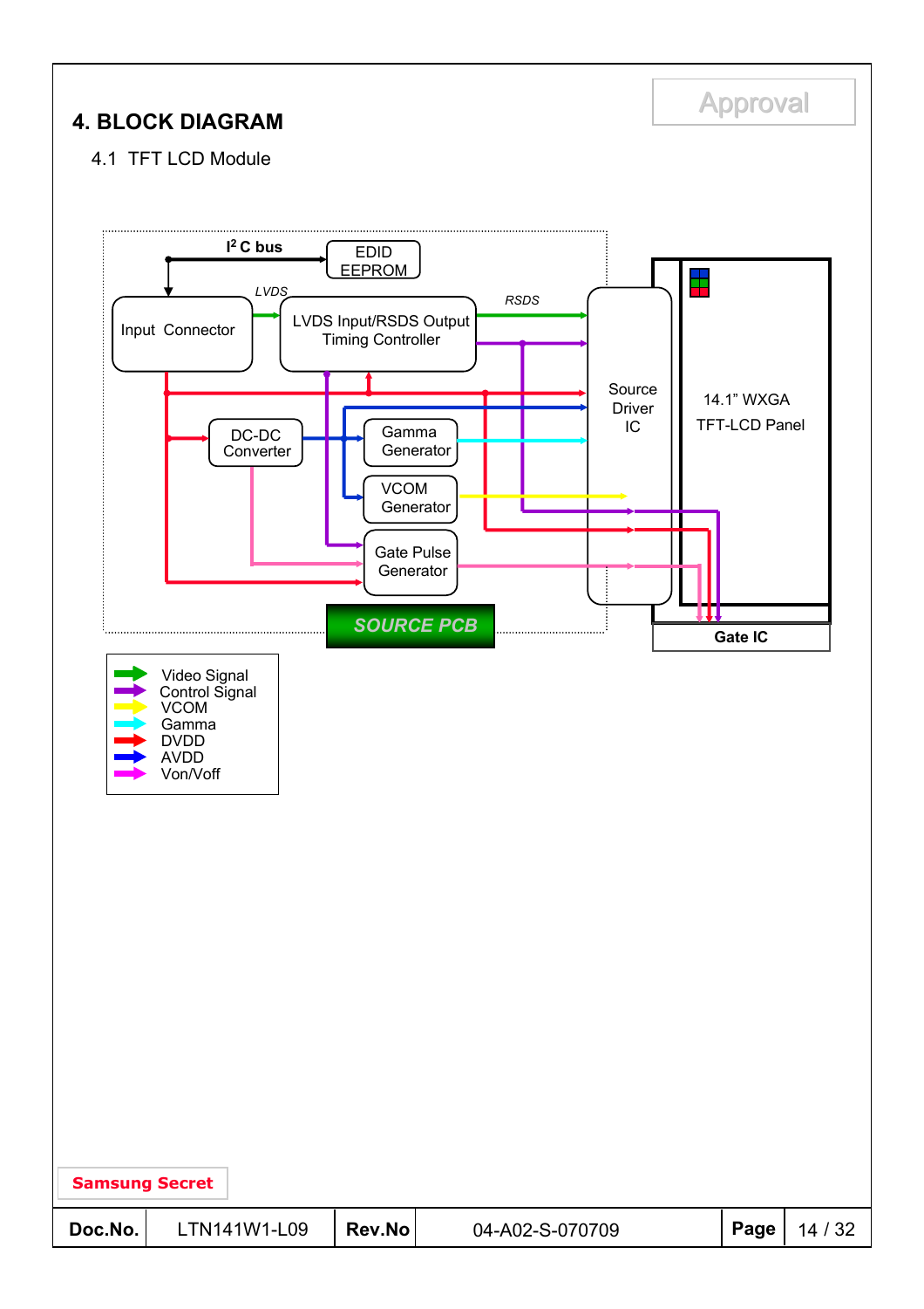Approval

# 4. BLOCK DIAGRAM

## 4.1 TFT LCD Module

$I^2$C bus

EDID EEPROM

LVDS

Input Connector

LVDS Input/RSDS Output Timing Controller

RSDS

Source Driver IC

14.1" WXGA TFT-LCD Panel

DC-DC Converter

Gamma Generator

VCOM Generator

Gate Pulse Generator

SOURCE PCB

Gate IC

- Video Signal
- Control Signal
- VCOM
- Gamma
- DVDD
- AVDD
- Von/Voff

Samsung Secret

| Doc.No. | LTN141W1-L09 | Rev.No | 04-A02-S-070709 | Page | 14 / 32 |
|---|---|---|---|---|---|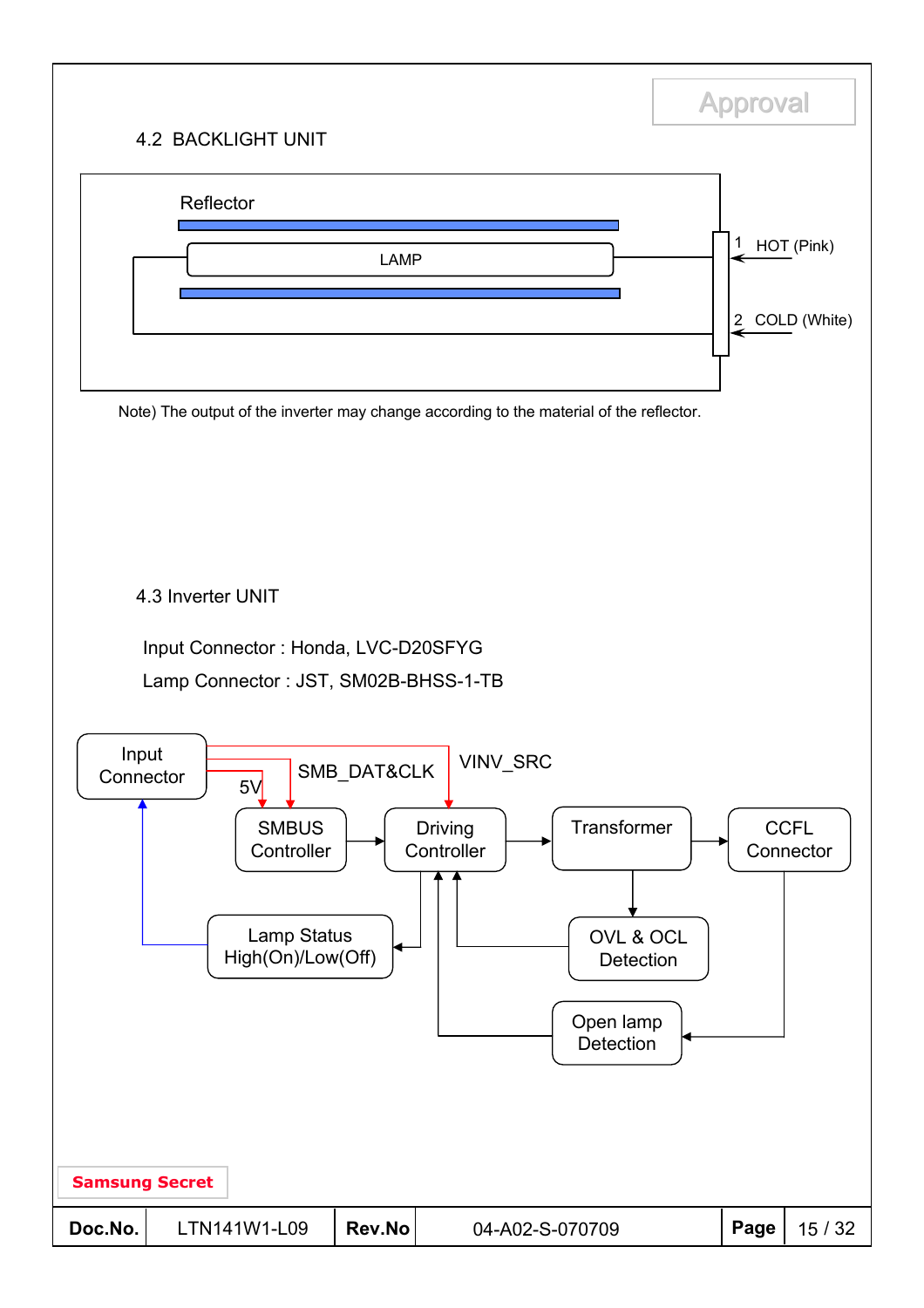## 4.2 BACKLIGHT UNIT

Reflector

LAMP

1 HOT (Pink)

2 COLD (White)

Note) The output of the inverter may change according to the material of the reflector.

## 4.3 Inverter UNIT

Input Connector : Honda, LVC-D20SFYG

Lamp Connector : JST, SM02B-BHSS-1-TB

Input Connector

5V

SMB_DAT&CLK

VINV_SRC

SMBUS Controller

Driving Controller

Transformer

CCFL Connector

Lamp Status High(On)/Low(Off)

OVL & OCL Detection

Open lamp Detection

Samsung Secret

| Doc.No. | LTN141W1-L09 | Rev.No | 04-A02-S-070709 |
|---|---|---|---|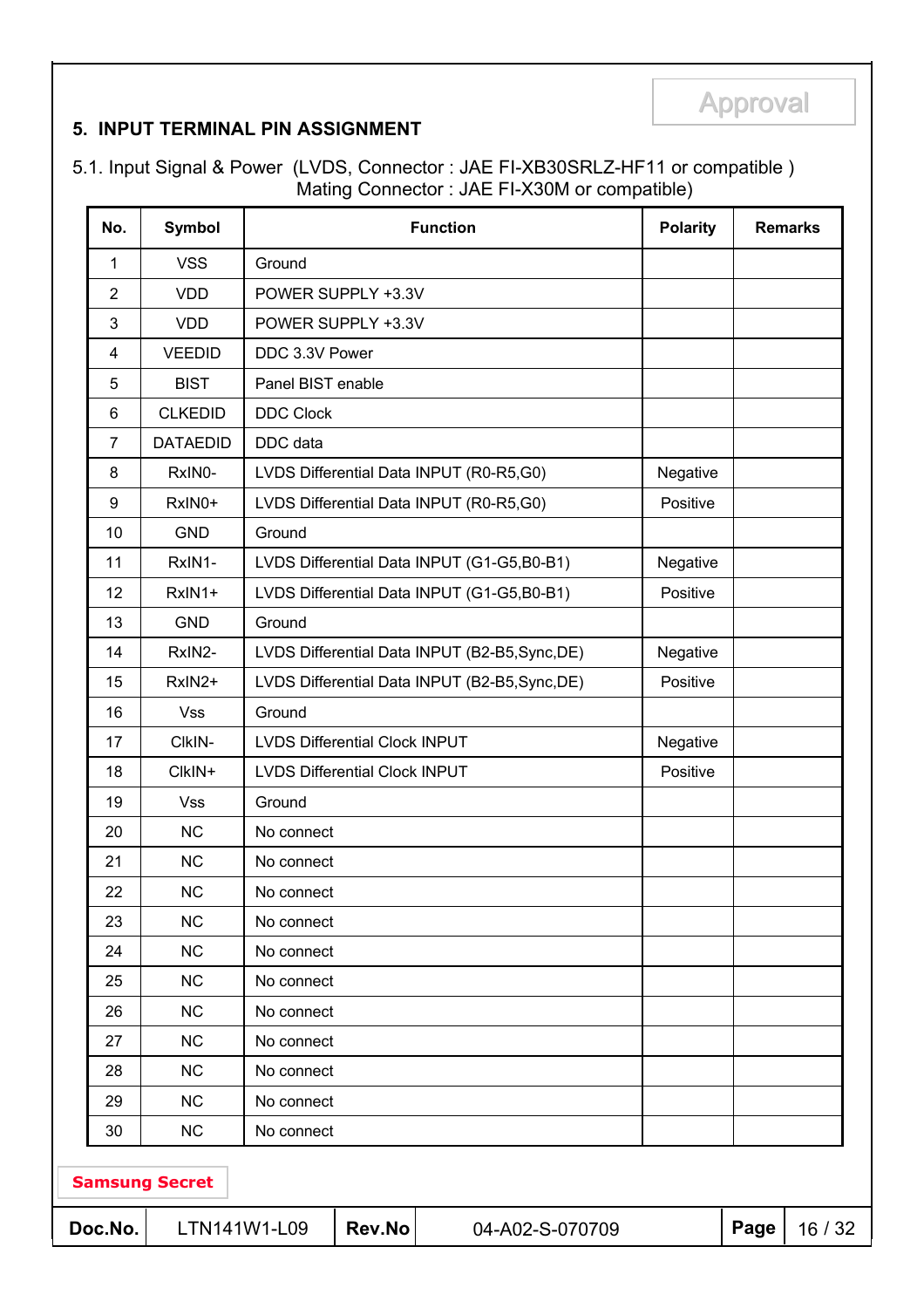## 5. INPUT TERMINAL PIN ASSIGNMENT

5.1. Input Signal & Power (LVDS, Connector : JAE FI-XB30SRLZ-HF11 or compatible )
Mating Connector : JAE FI-X30M or compatible)

| No. | Symbol | Function | Polarity | Remarks |
|---|---|---|---|---|
| 1 | VSS | Ground | | |
| 2 | VDD | POWER SUPPLY +3.3V | | |
| 3 | VDD | POWER SUPPLY +3.3V | | |
| 4 | VEEDID | DDC 3.3V Power | | |
| 5 | BIST | Panel BIST enable | | |
| 6 | CLKEDID | DDC Clock | | |
| 7 | DATAEDID | DDC data | | |
| 8 | RxIN0- | LVDS Differential Data INPUT (R0-R5,G0) | Negative | |
| 9 | RxIN0+ | LVDS Differential Data INPUT (R0-R5,G0) | Positive | |
| 10 | GND | Ground | | |
| 11 | RxIN1- | LVDS Differential Data INPUT (G1-G5,B0-B1) | Negative | |
| 12 | RxIN1+ | LVDS Differential Data INPUT (G1-G5,B0-B1) | Positive | |
| 13 | GND | Ground | | |
| 14 | RxIN2- | LVDS Differential Data INPUT (B2-B5,Sync,DE) | Negative | |
| 15 | RxIN2+ | LVDS Differential Data INPUT (B2-B5,Sync,DE) | Positive | |
| 16 | Vss | Ground | | |
| 17 | ClkIN- | LVDS Differential Clock INPUT | Negative | |
| 18 | ClkIN+ | LVDS Differential Clock INPUT | Positive | |
| 19 | Vss | Ground | | |
| 20 | NC | No connect | | |
| 21 | NC | No connect | | |
| 22 | NC | No connect | | |
| 23 | NC | No connect | | |
| 24 | NC | No connect | | |
| 25 | NC | No connect | | |
| 26 | NC | No connect | | |
| 27 | NC | No connect | | |
| 28 | NC | No connect | | |
| 29 | NC | No connect | | |
| 30 | NC | No connect | | |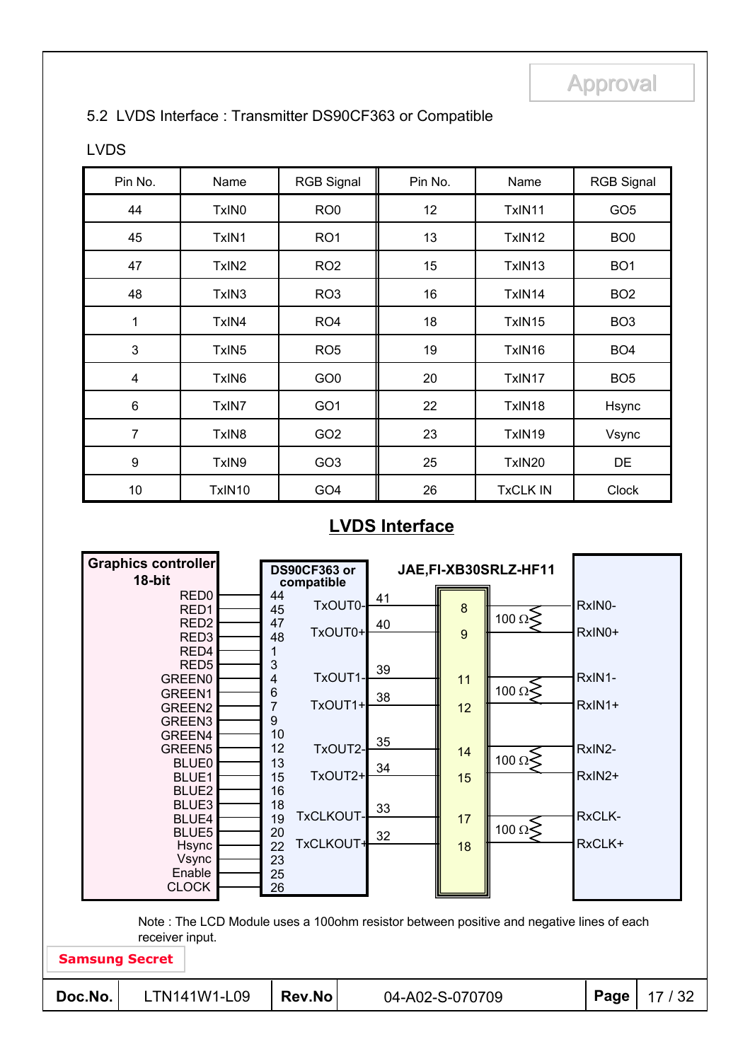5.2 LVDS Interface : Transmitter DS90CF363 or Compatible

LVDS

| Pin No. | Name | RGB Signal | Pin No. | Name | RGB Signal |
|---|---|---|---|---|---|
| 44 | TxIN0 | RO0 | 12 | TxIN11 | GO5 |
| 45 | TxIN1 | RO1 | 13 | TxIN12 | BO0 |
| 47 | TxIN2 | RO2 | 15 | TxIN13 | BO1 |
| 48 | TxIN3 | RO3 | 16 | TxIN14 | BO2 |
| 1 | TxIN4 | RO4 | 18 | TxIN15 | BO3 |
| 3 | TxIN5 | RO5 | 19 | TxIN16 | BO4 |
| 4 | TxIN6 | GO0 | 20 | TxIN17 | BO5 |
| 6 | TxIN7 | GO1 | 22 | TxIN18 | Hsync |
| 7 | TxIN8 | GO2 | 23 | TxIN19 | Vsync |
| 9 | TxIN9 | GO3 | 25 | TxIN20 | DE |
| 10 | TxIN10 | GO4 | 26 | TxCLK IN | Clock |

## LVDS Interface

**Graphics controller 18-bit** → **DS90CF363 or compatible** → **JAE,FI-XB30SRLZ-HF11** → Receiver

| Graphics controller signal | DS90CF363 input pin |
|---|---|
| RED0 | 44 |
| RED1 | 45 |
| RED2 | 47 |
| RED3 | 48 |
| RED4 | 1 |
| RED5 | 3 |
| GREEN0 | 4 |
| GREEN1 | 6 |
| GREEN2 | 7 |
| GREEN3 | 9 |
| GREEN4 | 10 |
| GREEN5 | 12 |
| BLUE0 | 13 |
| BLUE1 | 15 |
| BLUE2 | 16 |
| BLUE3 | 18 |
| BLUE4 | 19 |
| BLUE5 | 20 |
| Hsync | 22 |
| Vsync | 23 |
| Enable | 25 |
| CLOCK | 26 |

| DS90CF363 output | Transmitter pin | Connector pin | Termination | Receiver input |
|---|---|---|---|---|
| TxOUT0- | 41 | 8 | 100 Ω | RxIN0- |
| TxOUT0+ | 40 | 9 | | RxIN0+ |
| TxOUT1- | 39 | 11 | 100 Ω | RxIN1- |
| TxOUT1+ | 38 | 12 | | RxIN1+ |
| TxOUT2- | 35 | 14 | 100 Ω | RxIN2- |
| TxOUT2+ | 34 | 15 | | RxIN2+ |
| TxCLKOUT- | 33 | 17 | 100 Ω | RxCLK- |
| TxCLKOUT+ | 32 | 18 | | RxCLK+ |

Note : The LCD Module uses a 100ohm resistor between positive and negative lines of each receiver input.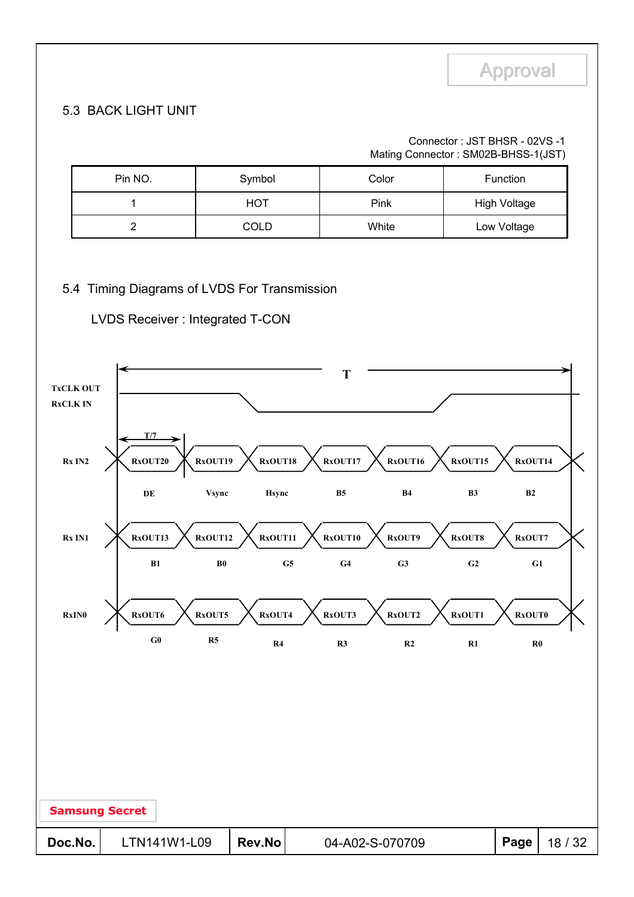## 5.3 BACK LIGHT UNIT

Connector : JST BHSR - 02VS -1
Mating Connector : SM02B-BHSS-1(JST)

| Pin NO. | Symbol | Color | Function |
|---|---|---|---|
| 1 | HOT | Pink | High Voltage |
| 2 | COLD | White | Low Voltage |

## 5.4 Timing Diagrams of LVDS For Transmission

LVDS Receiver : Integrated T-CON

T

TxCLK OUT
RxCLK IN

T/7

| Rx IN2 | RxOUT20 | RxOUT19 | RxOUT18 | RxOUT17 | RxOUT16 | RxOUT15 | RxOUT14 |
|---|---|---|---|---|---|---|---|
| | DE | Vsync | Hsync | B5 | B4 | B3 | B2 |
| **Rx IN1** | RxOUT13 | RxOUT12 | RxOUT11 | RxOUT10 | RxOUT9 | RxOUT8 | RxOUT7 |
| | B1 | B0 | G5 | G4 | G3 | G2 | G1 |
| **RxIN0** | RxOUT6 | RxOUT5 | RxOUT4 | RxOUT3 | RxOUT2 | RxOUT1 | RxOUT0 |
| | G0 | R5 | R4 | R3 | R2 | R1 | R0 |

Samsung Secret

| Doc.No. | LTN141W1-L09 | Rev.No | 04-A02-S-070709 |
|---|---|---|---|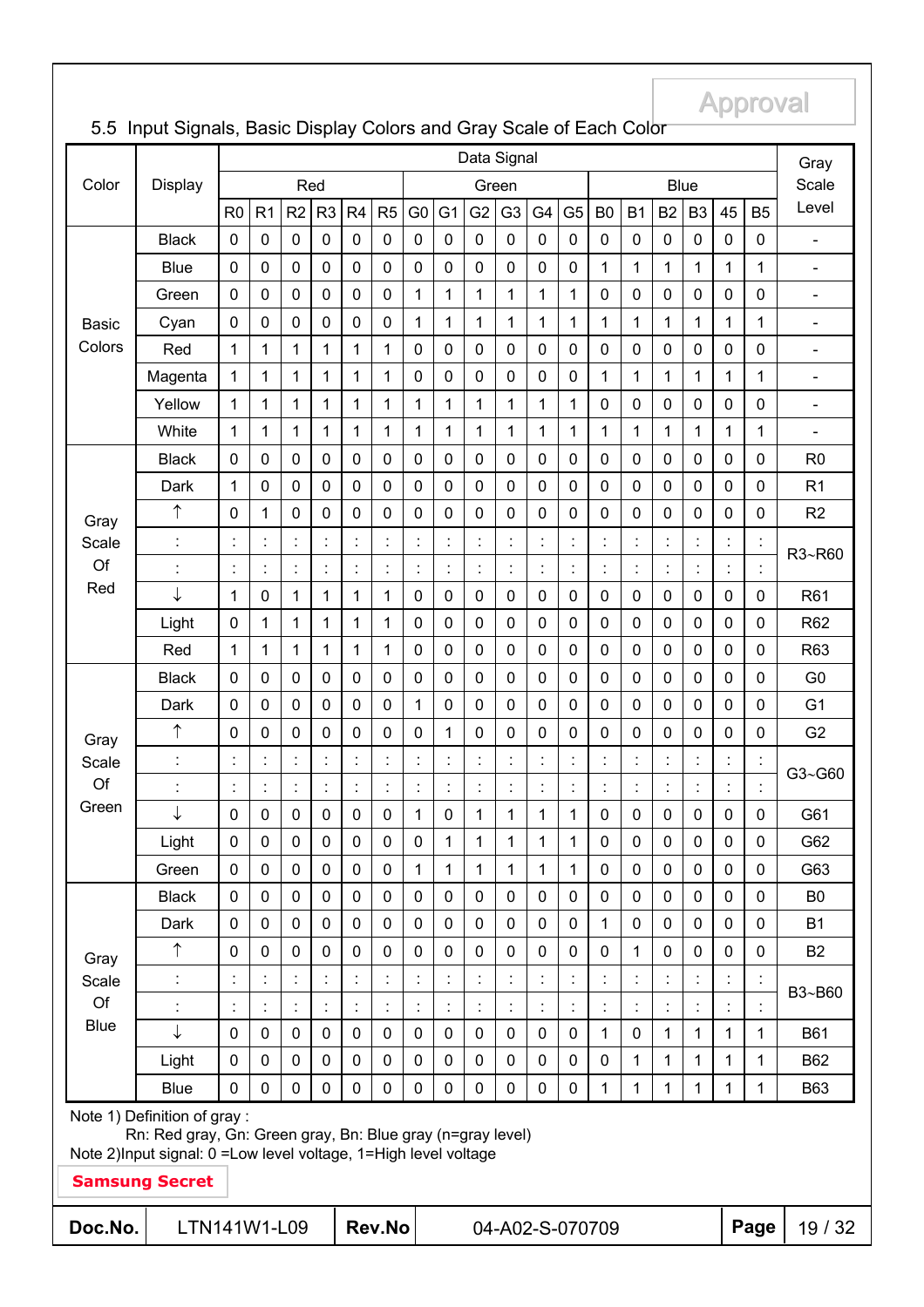Approval

## 5.5 Input Signals, Basic Display Colors and Gray Scale of Each Color

| Color | Display | Data Signal | | | | | | | | | | | | | | | | | | Gray Scale Level |
|---|---|---|---|---|---|---|---|---|---|---|---|---|---|---|---|---|---|---|---|---|
| | | Red | | | | | | Green | | | | | | Blue | | | | | | |
| | | R0 | R1 | R2 | R3 | R4 | R5 | G0 | G1 | G2 | G3 | G4 | G5 | B0 | B1 | B2 | B3 | 45 | B5 | |
| Basic Colors | Black | 0 | 0 | 0 | 0 | 0 | 0 | 0 | 0 | 0 | 0 | 0 | 0 | 0 | 0 | 0 | 0 | 0 | 0 | - |
| | Blue | 0 | 0 | 0 | 0 | 0 | 0 | 0 | 0 | 0 | 0 | 0 | 0 | 1 | 1 | 1 | 1 | 1 | 1 | - |
| | Green | 0 | 0 | 0 | 0 | 0 | 0 | 1 | 1 | 1 | 1 | 1 | 1 | 0 | 0 | 0 | 0 | 0 | 0 | - |
| | Cyan | 0 | 0 | 0 | 0 | 0 | 0 | 1 | 1 | 1 | 1 | 1 | 1 | 1 | 1 | 1 | 1 | 1 | 1 | - |
| | Red | 1 | 1 | 1 | 1 | 1 | 1 | 0 | 0 | 0 | 0 | 0 | 0 | 0 | 0 | 0 | 0 | 0 | 0 | - |
| | Magenta | 1 | 1 | 1 | 1 | 1 | 1 | 0 | 0 | 0 | 0 | 0 | 0 | 1 | 1 | 1 | 1 | 1 | 1 | - |
| | Yellow | 1 | 1 | 1 | 1 | 1 | 1 | 1 | 1 | 1 | 1 | 1 | 1 | 0 | 0 | 0 | 0 | 0 | 0 | - |
| | White | 1 | 1 | 1 | 1 | 1 | 1 | 1 | 1 | 1 | 1 | 1 | 1 | 1 | 1 | 1 | 1 | 1 | 1 | - |
| Gray Scale Of Red | Black | 0 | 0 | 0 | 0 | 0 | 0 | 0 | 0 | 0 | 0 | 0 | 0 | 0 | 0 | 0 | 0 | 0 | 0 | R0 |
| | Dark | 1 | 0 | 0 | 0 | 0 | 0 | 0 | 0 | 0 | 0 | 0 | 0 | 0 | 0 | 0 | 0 | 0 | 0 | R1 |
| | ↑ | 0 | 1 | 0 | 0 | 0 | 0 | 0 | 0 | 0 | 0 | 0 | 0 | 0 | 0 | 0 | 0 | 0 | 0 | R2 |
| | : | : | : | : | : | : | : | : | : | : | : | : | : | : | : | : | : | : | : | R3~R60 |
| | : | : | : | : | : | : | : | : | : | : | : | : | : | : | : | : | : | : | : | |
| | ↓ | 1 | 0 | 1 | 1 | 1 | 1 | 0 | 0 | 0 | 0 | 0 | 0 | 0 | 0 | 0 | 0 | 0 | 0 | R61 |
| | Light | 0 | 1 | 1 | 1 | 1 | 1 | 0 | 0 | 0 | 0 | 0 | 0 | 0 | 0 | 0 | 0 | 0 | 0 | R62 |
| | Red | 1 | 1 | 1 | 1 | 1 | 1 | 0 | 0 | 0 | 0 | 0 | 0 | 0 | 0 | 0 | 0 | 0 | 0 | R63 |
| Gray Scale Of Green | Black | 0 | 0 | 0 | 0 | 0 | 0 | 0 | 0 | 0 | 0 | 0 | 0 | 0 | 0 | 0 | 0 | 0 | 0 | G0 |
| | Dark | 0 | 0 | 0 | 0 | 0 | 0 | 1 | 0 | 0 | 0 | 0 | 0 | 0 | 0 | 0 | 0 | 0 | 0 | G1 |
| | ↑ | 0 | 0 | 0 | 0 | 0 | 0 | 0 | 1 | 0 | 0 | 0 | 0 | 0 | 0 | 0 | 0 | 0 | 0 | G2 |
| | : | : | : | : | : | : | : | : | : | : | : | : | : | : | : | : | : | : | : | G3~G60 |
| | : | : | : | : | : | : | : | : | : | : | : | : | : | : | : | : | : | : | : | |
| | ↓ | 0 | 0 | 0 | 0 | 0 | 0 | 1 | 0 | 1 | 1 | 1 | 1 | 0 | 0 | 0 | 0 | 0 | 0 | G61 |
| | Light | 0 | 0 | 0 | 0 | 0 | 0 | 0 | 1 | 1 | 1 | 1 | 1 | 0 | 0 | 0 | 0 | 0 | 0 | G62 |
| | Green | 0 | 0 | 0 | 0 | 0 | 0 | 1 | 1 | 1 | 1 | 1 | 1 | 0 | 0 | 0 | 0 | 0 | 0 | G63 |
| Gray Scale Of Blue | Black | 0 | 0 | 0 | 0 | 0 | 0 | 0 | 0 | 0 | 0 | 0 | 0 | 0 | 0 | 0 | 0 | 0 | 0 | B0 |
| | Dark | 0 | 0 | 0 | 0 | 0 | 0 | 0 | 0 | 0 | 0 | 0 | 0 | 1 | 0 | 0 | 0 | 0 | 0 | B1 |
| | ↑ | 0 | 0 | 0 | 0 | 0 | 0 | 0 | 0 | 0 | 0 | 0 | 0 | 0 | 1 | 0 | 0 | 0 | 0 | B2 |
| | : | : | : | : | : | : | : | : | : | : | : | : | : | : | : | : | : | : | : | B3~B60 |
| | : | : | : | : | : | : | : | : | : | : | : | : | : | : | : | : | : | : | : | |
| | ↓ | 0 | 0 | 0 | 0 | 0 | 0 | 0 | 0 | 0 | 0 | 0 | 0 | 1 | 0 | 1 | 1 | 1 | 1 | B61 |
| | Light | 0 | 0 | 0 | 0 | 0 | 0 | 0 | 0 | 0 | 0 | 0 | 0 | 0 | 1 | 1 | 1 | 1 | 1 | B62 |
| | Blue | 0 | 0 | 0 | 0 | 0 | 0 | 0 | 0 | 0 | 0 | 0 | 0 | 1 | 1 | 1 | 1 | 1 | 1 | B63 |

Note 1) Definition of gray :
Rn: Red gray, Gn: Green gray, Bn: Blue gray (n=gray level)

Note 2)Input signal: 0 =Low level voltage, 1=High level voltage

**Samsung Secret**

| **Doc.No.** | LTN141W1-L09 | **Rev.No** | 04-A02-S-070709 | **Page** | 19 / 32 |
|---|---|---|---|---|---|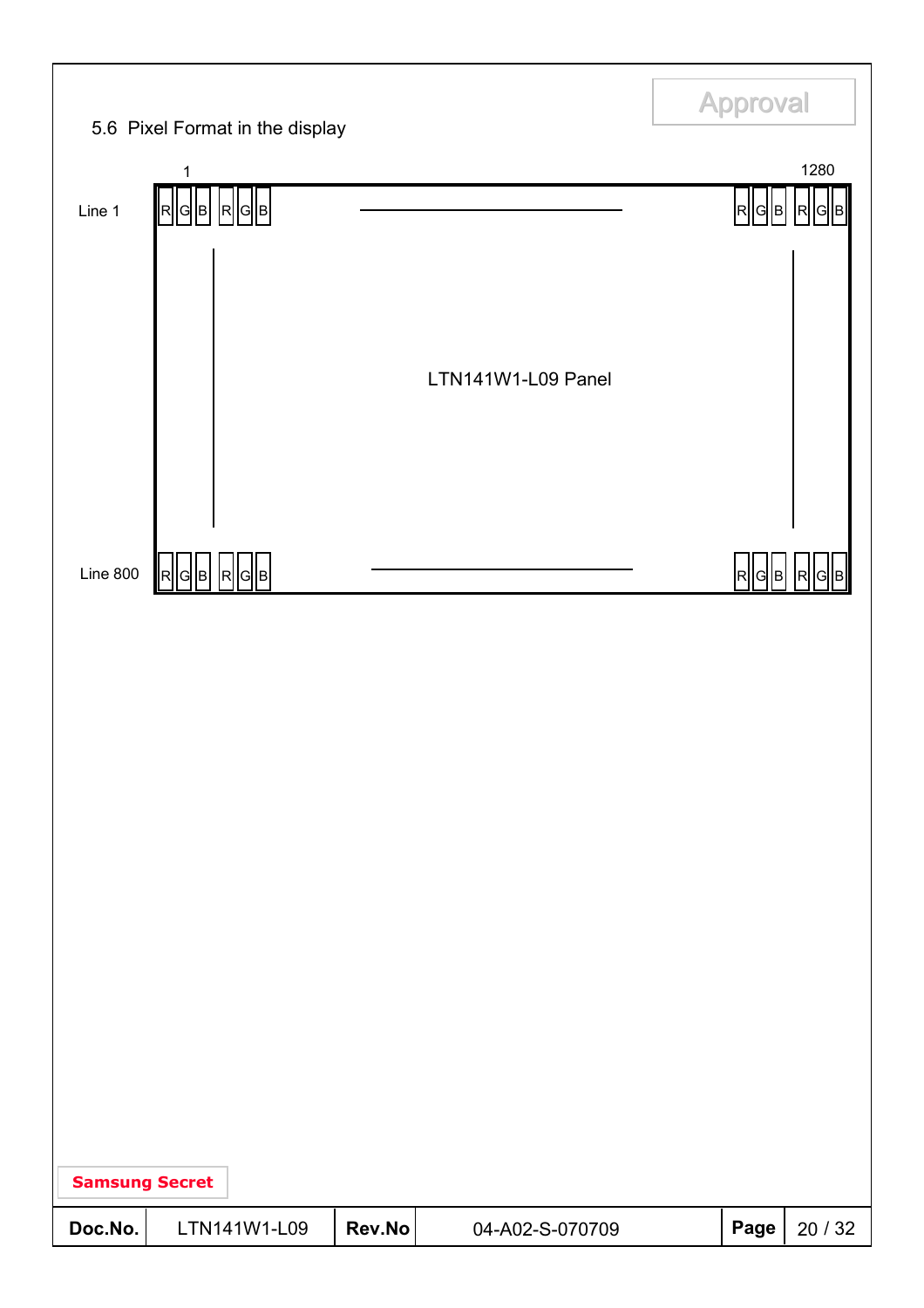## 5.6 Pixel Format in the display

| | 1 | | 1280 |
|---|---|---|---|
| Line 1 | R G B R G B | | R G B R G B |
| | | LTN141W1-L09 Panel | |
| Line 800 | R G B R G B | | R G B R G B |

Samsung Secret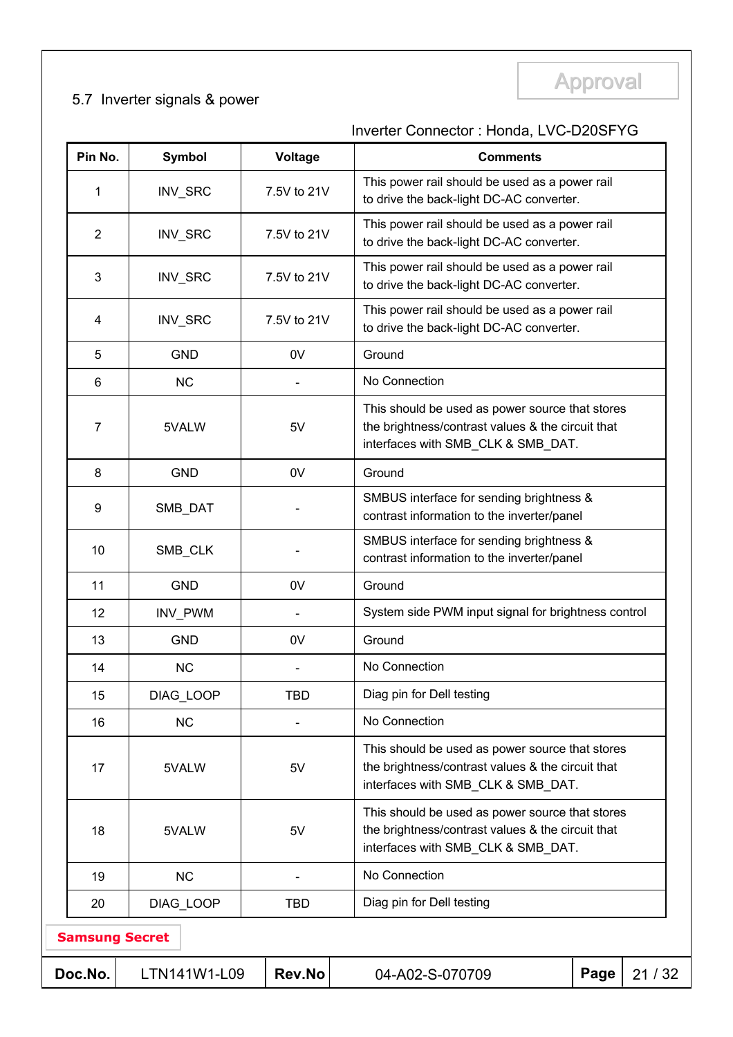Approval

## 5.7 Inverter signals & power

Inverter Connector : Honda, LVC-D20SFYG

| Pin No. | Symbol | Voltage | Comments |
|---|---|---|---|
| 1 | INV_SRC | 7.5V to 21V | This power rail should be used as a power rail to drive the back-light DC-AC converter. |
| 2 | INV_SRC | 7.5V to 21V | This power rail should be used as a power rail to drive the back-light DC-AC converter. |
| 3 | INV_SRC | 7.5V to 21V | This power rail should be used as a power rail to drive the back-light DC-AC converter. |
| 4 | INV_SRC | 7.5V to 21V | This power rail should be used as a power rail to drive the back-light DC-AC converter. |
| 5 | GND | 0V | Ground |
| 6 | NC | - | No Connection |
| 7 | 5VALW | 5V | This should be used as power source that stores the brightness/contrast values & the circuit that interfaces with SMB_CLK & SMB_DAT. |
| 8 | GND | 0V | Ground |
| 9 | SMB_DAT | - | SMBUS interface for sending brightness & contrast information to the inverter/panel |
| 10 | SMB_CLK | - | SMBUS interface for sending brightness & contrast information to the inverter/panel |
| 11 | GND | 0V | Ground |
| 12 | INV_PWM | - | System side PWM input signal for brightness control |
| 13 | GND | 0V | Ground |
| 14 | NC | - | No Connection |
| 15 | DIAG_LOOP | TBD | Diag pin for Dell testing |
| 16 | NC | - | No Connection |
| 17 | 5VALW | 5V | This should be used as power source that stores the brightness/contrast values & the circuit that interfaces with SMB_CLK & SMB_DAT. |
| 18 | 5VALW | 5V | This should be used as power source that stores the brightness/contrast values & the circuit that interfaces with SMB_CLK & SMB_DAT. |
| 19 | NC | - | No Connection |
| 20 | DIAG_LOOP | TBD | Diag pin for Dell testing |

Samsung Secret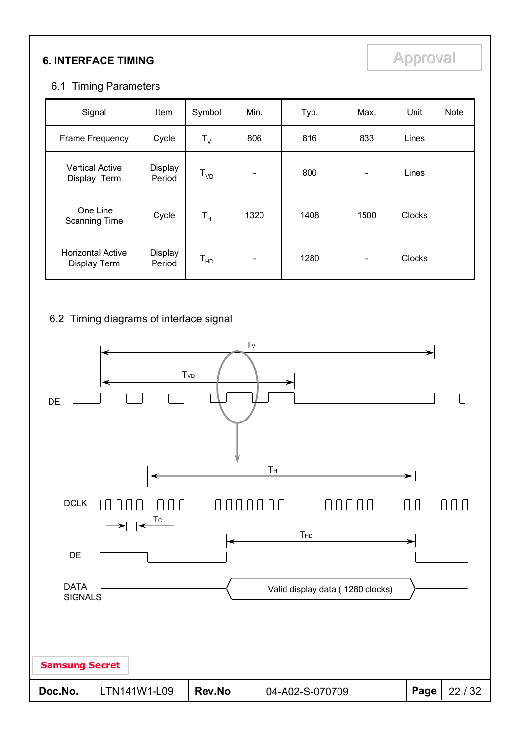## 6. INTERFACE TIMING

Approval

### 6.1 Timing Parameters

| Signal | Item | Symbol | Min. | Typ. | Max. | Unit | Note |
|---|---|---|---|---|---|---|---|
| Frame Frequency | Cycle | $T_V$ | 806 | 816 | 833 | Lines | |
| Vertical Active Display Term | Display Period | $T_{VD}$ | - | 800 | - | Lines | |
| One Line Scanning Time | Cycle | $T_H$ | 1320 | 1408 | 1500 | Clocks | |
| Horizontal Active Display Term | Display Period | $T_{HD}$ | - | 1280 | - | Clocks | |

### 6.2 Timing diagrams of interface signal

$T_V$

$T_{VD}$

DE

$T_H$

DCLK

$T_C$

$T_{HD}$

DE

DATA SIGNALS

Valid display data ( 1280 clocks)

Samsung Secret

| Doc.No. | LTN141W1-L09 | Rev.No | 04-A02-S-070709 | Page | 22 / 32 |
|---|---|---|---|---|---|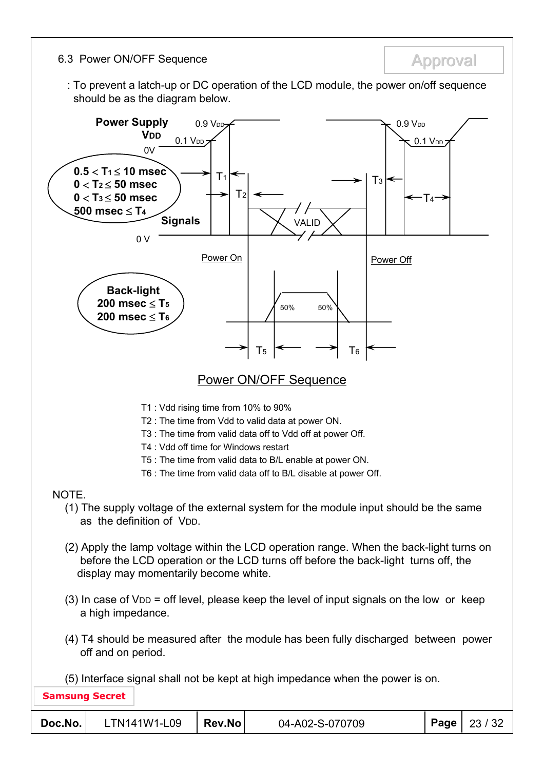## 6.3 Power ON/OFF Sequence

: To prevent a latch-up or DC operation of the LCD module, the power on/off sequence should be as the diagram below.

Power Supply $V_{DD}$

0.9 $V_{DD}$ / 0.1 $V_{DD}$ / 0V

**0.5 < $T_1$ ≤ 10 msec**
**0 < $T_2$ ≤ 50 msec**
**0 < $T_3$ ≤ 50 msec**
**500 msec ≤ $T_4$**

**Signals**

0 V

VALID

Power On / Power Off

**Back-light**
**200 msec ≤ $T_5$**
**200 msec ≤ $T_6$**

50% / 50%

Power ON/OFF Sequence

T1 : Vdd rising time from 10% to 90%
T2 : The time from Vdd to valid data at power ON.
T3 : The time from valid data off to Vdd off at power Off.
T4 : Vdd off time for Windows restart
T5 : The time from valid data to B/L enable at power ON.
T6 : The time from valid data off to B/L disable at power Off.

NOTE.

(1) The supply voltage of the external system for the module input should be the same as the definition of $V_{DD}$.

(2) Apply the lamp voltage within the LCD operation range. When the back-light turns on before the LCD operation or the LCD turns off before the back-light turns off, the display may momentarily become white.

(3) In case of $V_{DD}$ = off level, please keep the level of input signals on the low or keep a high impedance.

(4) T4 should be measured after the module has been fully discharged between power off and on period.

(5) Interface signal shall not be kept at high impedance when the power is on.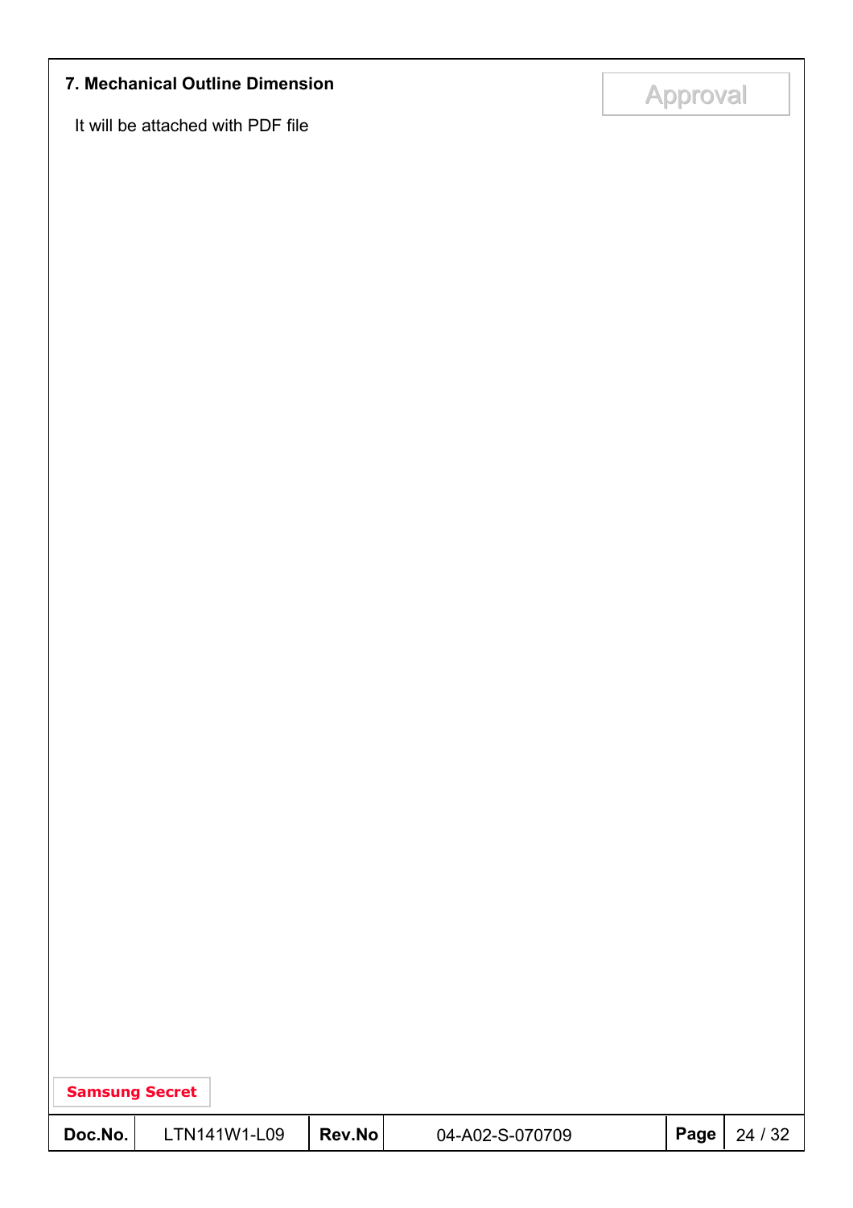# 7. Mechanical Outline Dimension

It will be attached with PDF file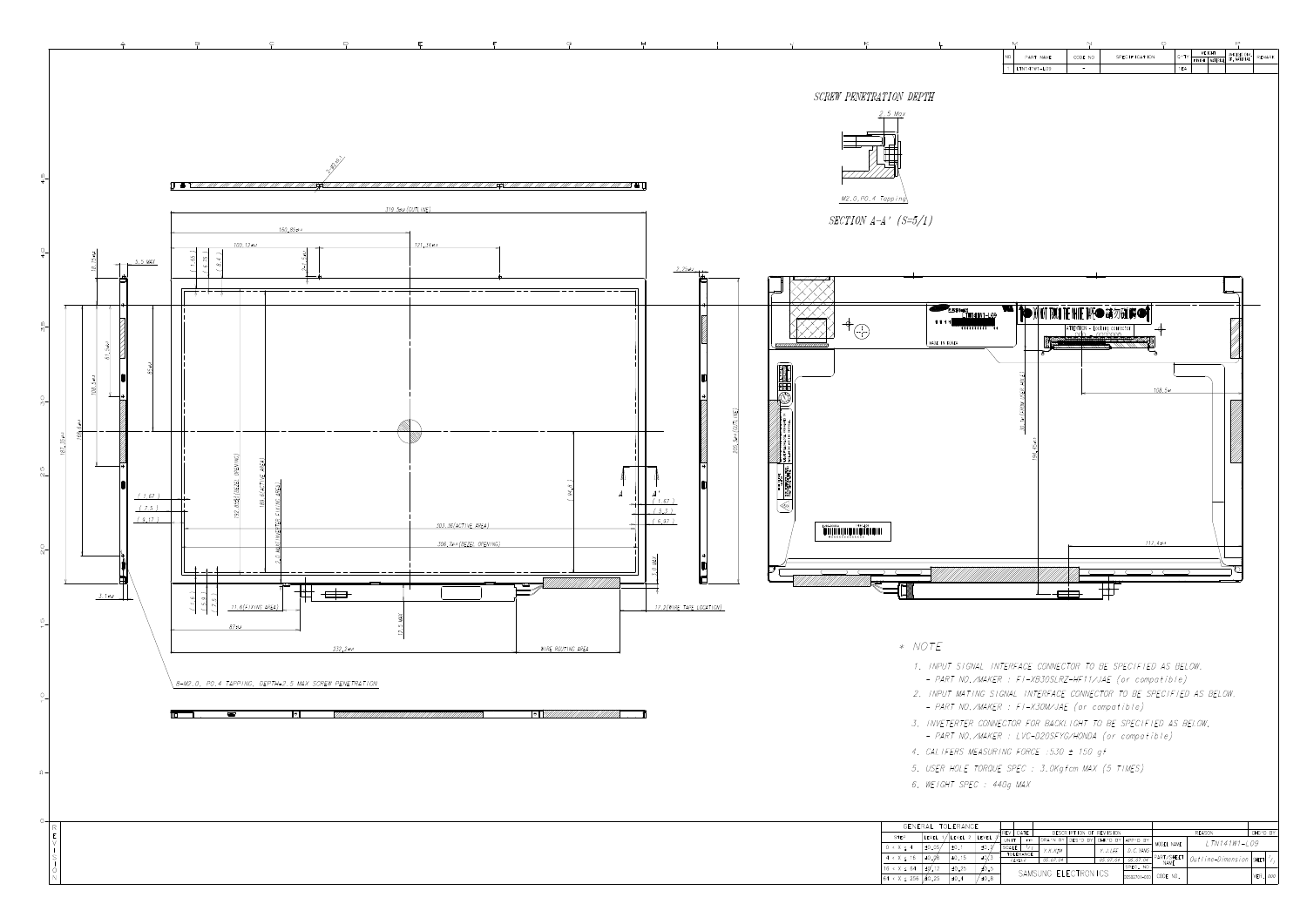| NO | PART NAME | CODE NO | SPECIFICATION | Q'TY |
|---|---|---|---|---|
| 1 | LTN141W1-L09 | - | | 1EA |

SCREW PENETRATION DEPTH

2.5 Max

M2.0,P0.4 Tapping

SECTION A-A' (S=5/1)

\* NOTE

1. INPUT SIGNAL INTERFACE CONNECTOR TO BE SPECIFIED AS BELOW.
   - PART NO./MAKER : FI-XB30SLRZ-HF11/JAE (or compatible)
2. INPUT MATING SIGNAL INTERFACE CONNECTOR TO BE SPECIFIED AS BELOW.
   - PART NO./MAKER : FI-X30M/JAE (or compatible)
3. INVETERTER CONNECTOR FOR BACKLIGHT TO BE SPECIFIED AS BELOW.
   - PART NO./MAKER : LVC-D20SFYG/HONDA (or compatible)
4. CALIPERS MEASURING FORCE : 530 ± 150 gf
5. USER HOLE TORQUE SPEC : 3.0Kgfcm MAX (5 TIMES)
6. WEIGHT SPEC : 440g MAX

8-M2.0, P0.4 TAPPING, DEPTH=2.5 MAX SCREW PENETRATION

| GENERAL TOLERANCE | | | |
|---|---|---|---|
| STEP | LEVEL 1 | LEVEL 2 | LEVEL 3 |
| 0 < X ≤ 4 | ±0.05 | ±0.1 | ±0.2 |
| 4 < X ≤ 16 | ±0.08 | ±0.15 | ±0.3 |
| 16 < X ≤ 64 | ±0.12 | ±0.25 | ±0.5 |
| 64 < X ≤ 256 | ±0.25 | ±0.4 | ±0.8 |

SAMSUNG ELECTRONICS

MODEL NAME: LTN141W1-L09

PART/SHEET NAME: Outline-Dimension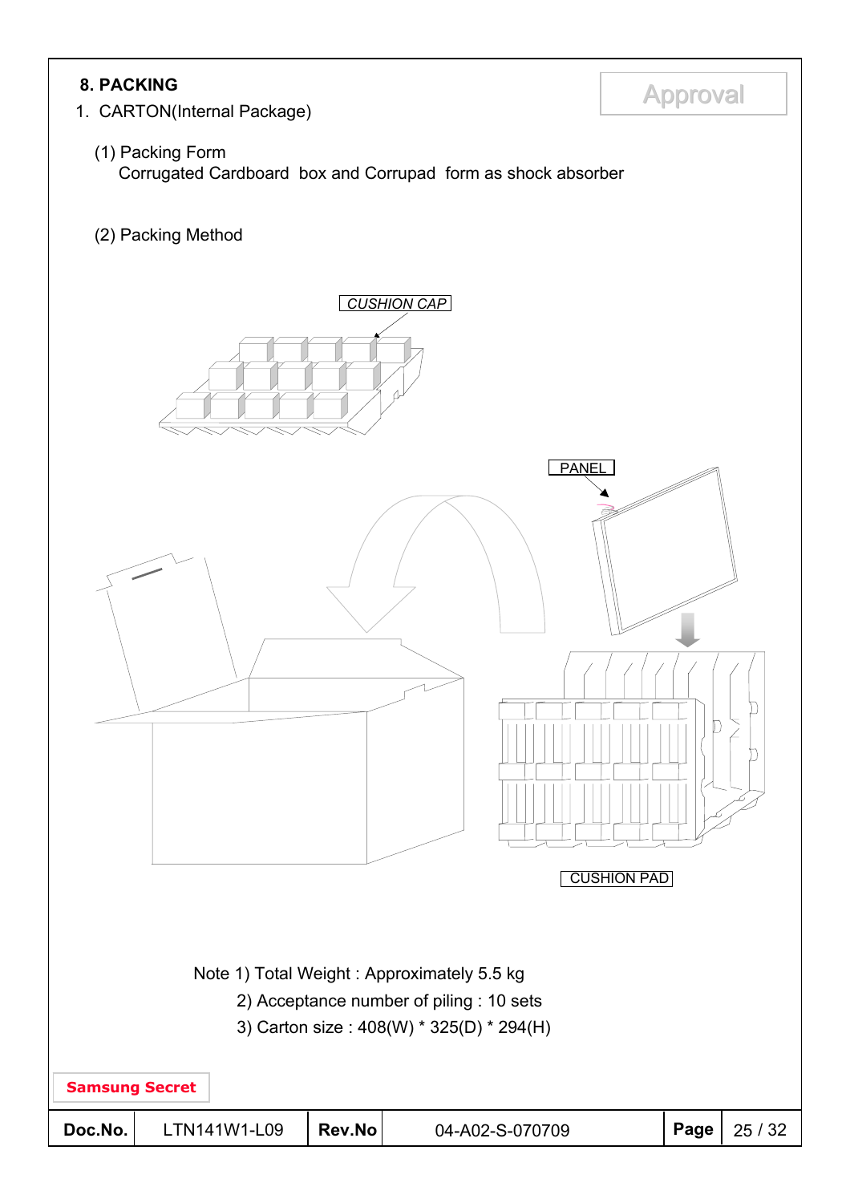## 8. PACKING

Approval

1. CARTON(Internal Package)

(1) Packing Form

Corrugated Cardboard box and Corrupad form as shock absorber

(2) Packing Method

CUSHION CAP

PANEL

CUSHION PAD

Note 1) Total Weight : Approximately 5.5 kg

2) Acceptance number of piling : 10 sets

3) Carton size : 408(W) * 325(D) * 294(H)

Samsung Secret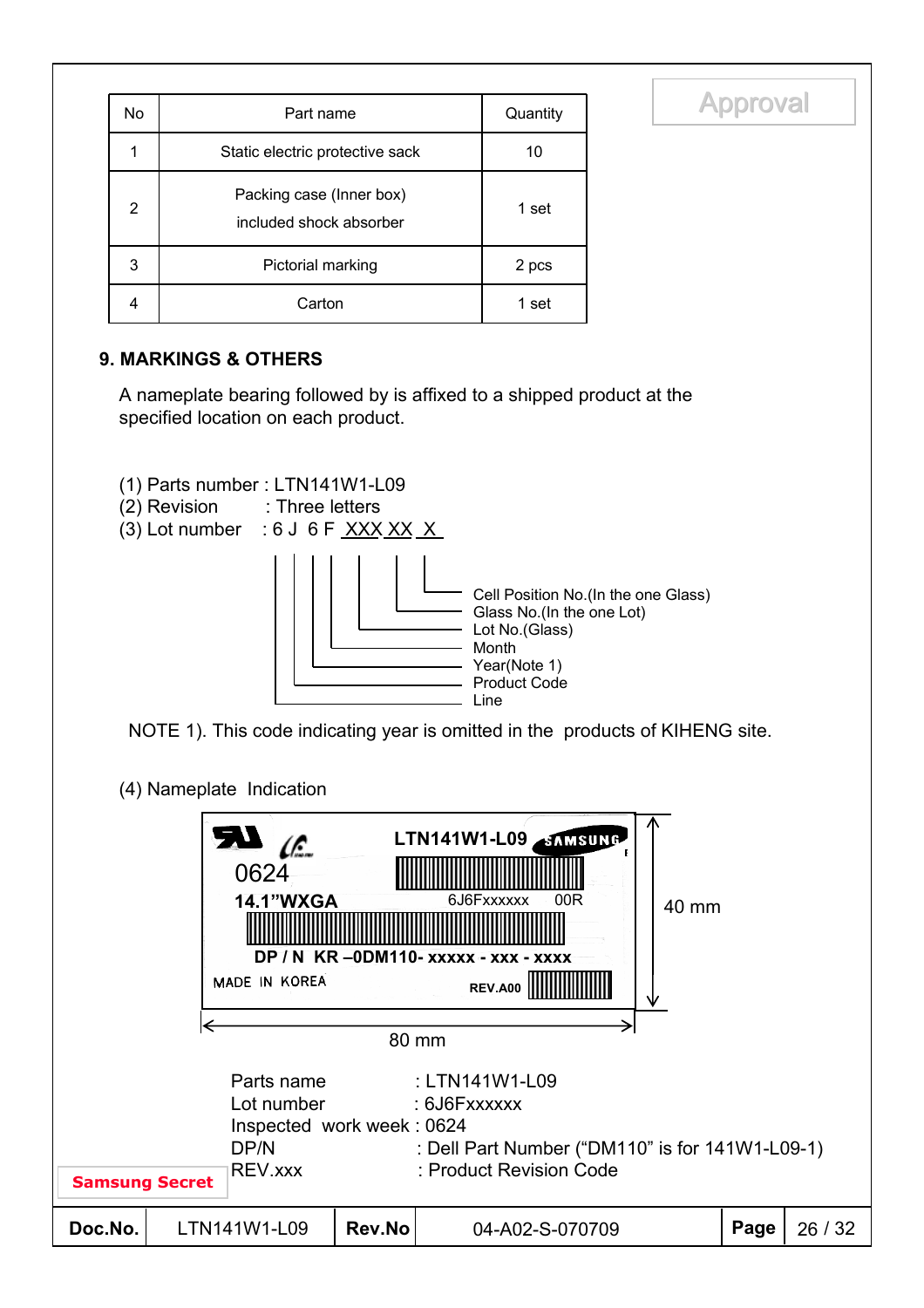| No | Part name | Quantity |
|---|---|---|
| 1 | Static electric protective sack | 10 |
| 2 | Packing case (Inner box) included shock absorber | 1 set |
| 3 | Pictorial marking | 2 pcs |
| 4 | Carton | 1 set |

## 9. MARKINGS & OTHERS

A nameplate bearing followed by is affixed to a shipped product at the specified location on each product.

(1) Parts number : LTN141W1-L09
(2) Revision : Three letters
(3) Lot number : 6 J 6 F XXX XX X

- Cell Position No.(In the one Glass)
- Glass No.(In the one Lot)
- Lot No.(Glass)
- Month
- Year(Note 1)
- Product Code
- Line

NOTE 1). This code indicating year is omitted in the products of KIHENG site.

(4) Nameplate Indication

LTN141W1-L09 SAMSUNG
0624
14.1"WXGA 6J6Fxxxxxx 00R
DP / N KR –0DM110- xxxxx - xxx - xxxx
MADE IN KOREA REV.A00

40 mm
80 mm

Parts name : LTN141W1-L09
Lot number : 6J6Fxxxxxx
Inspected work week : 0624
DP/N : Dell Part Number ("DM110" is for 141W1-L09-1)
REV.xxx : Product Revision Code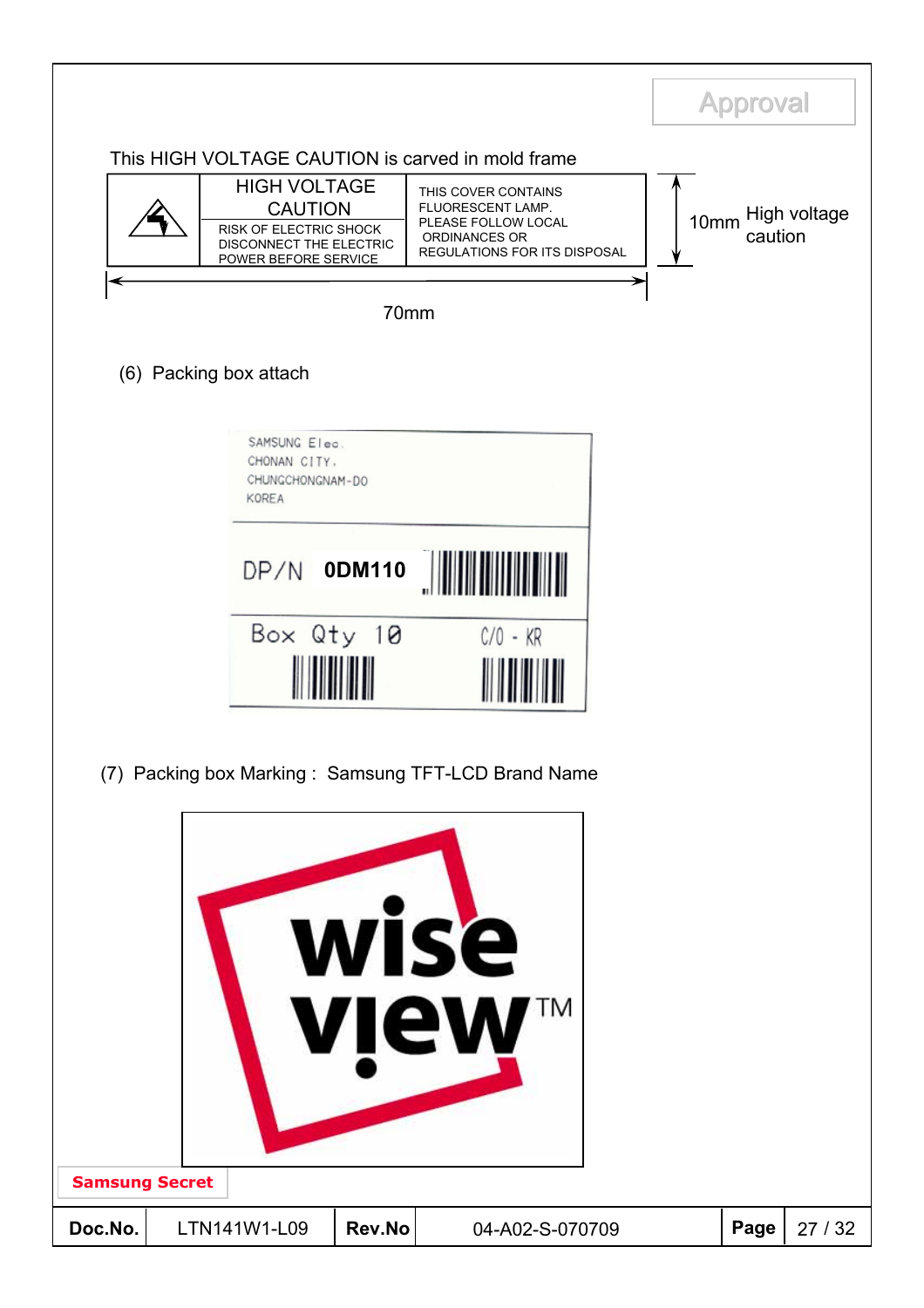This HIGH VOLTAGE CAUTION is carved in mold frame

| | HIGH VOLTAGE CAUTION<br>RISK OF ELECTRIC SHOCK DISCONNECT THE ELECTRIC POWER BEFORE SERVICE | THIS COVER CONTAINS FLUORESCENT LAMP. PLEASE FOLLOW LOCAL ORDINANCES OR REGULATIONS FOR ITS DISPOSAL |
|---|---|---|

70mm

10mm High voltage caution

(6) Packing box attach

SAMSUNG Elec.
CHONAN CITY.
CHUNGCHONGNAM-DO
KOREA

DP/N **0DM110**

Box Qty 10 C/O - KR

(7) Packing box Marking : Samsung TFT-LCD Brand Name

wise view™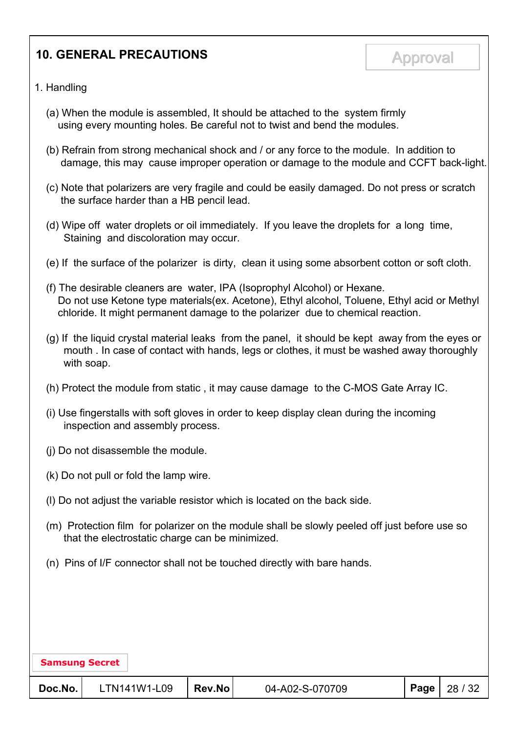## 10. GENERAL PRECAUTIONS

1. Handling

(a) When the module is assembled, It should be attached to the system firmly using every mounting holes. Be careful not to twist and bend the modules.

(b) Refrain from strong mechanical shock and / or any force to the module. In addition to damage, this may cause improper operation or damage to the module and CCFT back-light.

(c) Note that polarizers are very fragile and could be easily damaged. Do not press or scratch the surface harder than a HB pencil lead.

(d) Wipe off water droplets or oil immediately. If you leave the droplets for a long time, Staining and discoloration may occur.

(e) If the surface of the polarizer is dirty, clean it using some absorbent cotton or soft cloth.

(f) The desirable cleaners are water, IPA (Isoprophyl Alcohol) or Hexane. Do not use Ketone type materials(ex. Acetone), Ethyl alcohol, Toluene, Ethyl acid or Methyl chloride. It might permanent damage to the polarizer due to chemical reaction.

(g) If the liquid crystal material leaks from the panel, it should be kept away from the eyes or mouth . In case of contact with hands, legs or clothes, it must be washed away thoroughly with soap.

(h) Protect the module from static , it may cause damage to the C-MOS Gate Array IC.

(i) Use fingerstalls with soft gloves in order to keep display clean during the incoming inspection and assembly process.

(j) Do not disassemble the module.

(k) Do not pull or fold the lamp wire.

(l) Do not adjust the variable resistor which is located on the back side.

(m) Protection film for polarizer on the module shall be slowly peeled off just before use so that the electrostatic charge can be minimized.

(n) Pins of I/F connector shall not be touched directly with bare hands.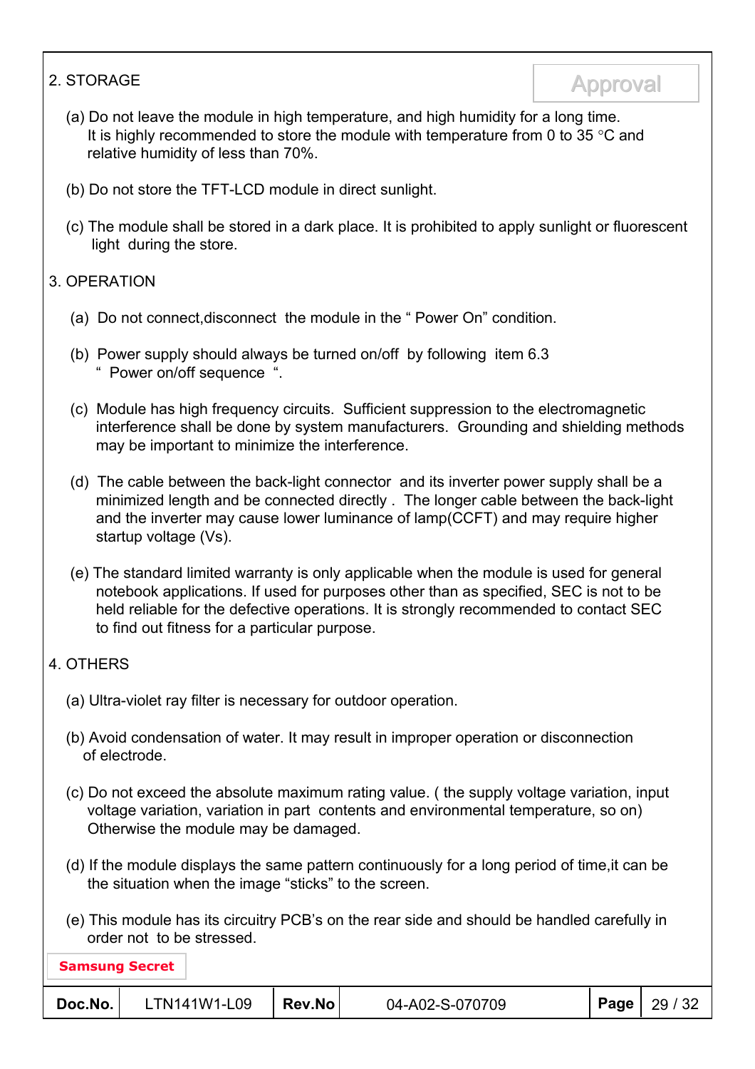## 2. STORAGE

(a) Do not leave the module in high temperature, and high humidity for a long time.
It is highly recommended to store the module with temperature from 0 to 35 °C and relative humidity of less than 70%.

(b) Do not store the TFT-LCD module in direct sunlight.

(c) The module shall be stored in a dark place. It is prohibited to apply sunlight or fluorescent light during the store.

## 3. OPERATION

(a) Do not connect,disconnect the module in the " Power On" condition.

(b) Power supply should always be turned on/off by following item 6.3 " Power on/off sequence ".

(c) Module has high frequency circuits. Sufficient suppression to the electromagnetic interference shall be done by system manufacturers. Grounding and shielding methods may be important to minimize the interference.

(d) The cable between the back-light connector and its inverter power supply shall be a minimized length and be connected directly . The longer cable between the back-light and the inverter may cause lower luminance of lamp(CCFT) and may require higher startup voltage (Vs).

(e) The standard limited warranty is only applicable when the module is used for general notebook applications. If used for purposes other than as specified, SEC is not to be held reliable for the defective operations. It is strongly recommended to contact SEC to find out fitness for a particular purpose.

## 4. OTHERS

(a) Ultra-violet ray filter is necessary for outdoor operation.

(b) Avoid condensation of water. It may result in improper operation or disconnection of electrode.

(c) Do not exceed the absolute maximum rating value. ( the supply voltage variation, input voltage variation, variation in part contents and environmental temperature, so on) Otherwise the module may be damaged.

(d) If the module displays the same pattern continuously for a long period of time,it can be the situation when the image "sticks" to the screen.

(e) This module has its circuitry PCB's on the rear side and should be handled carefully in order not to be stressed.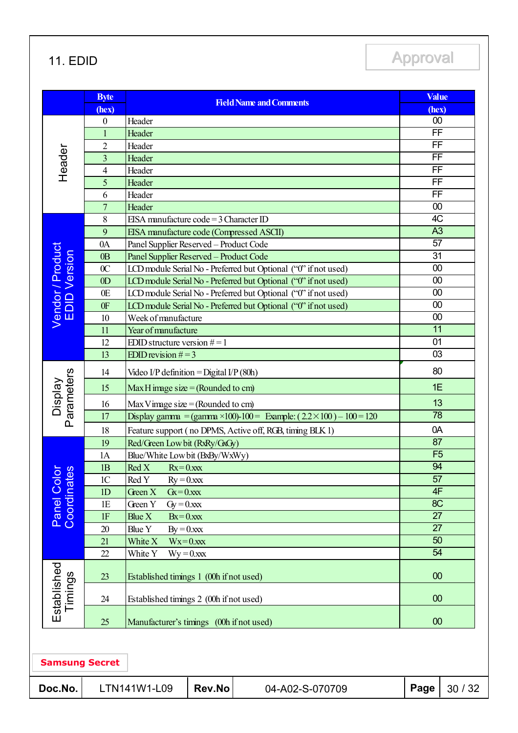## 11. EDID

Approval

| | Byte (hex) | Field Name and Comments | Value (hex) |
|---|---|---|---|
| Header | 0 | Header | 00 |
| | 1 | Header | FF |
| | 2 | Header | FF |
| | 3 | Header | FF |
| | 4 | Header | FF |
| | 5 | Header | FF |
| | 6 | Header | FF |
| | 7 | Header | 00 |
| Vendor / Product EDID Version | 8 | EISA manufacture code = 3 Character ID | 4C |
| | 9 | EISA manufacture code (Compressed ASCII) | A3 |
| | 0A | Panel Supplier Reserved – Product Code | 57 |
| | 0B | Panel Supplier Reserved – Product Code | 31 |
| | 0C | LCD module Serial No - Preferred but Optional ("0" if not used) | 00 |
| | 0D | LCD module Serial No - Preferred but Optional ("0" if not used) | 00 |
| | 0E | LCD module Serial No - Preferred but Optional ("0" if not used) | 00 |
| | 0F | LCD module Serial No - Preferred but Optional ("0" if not used) | 00 |
| | 10 | Week of manufacture | 00 |
| | 11 | Year of manufacture | 11 |
| | 12 | EDID structure version # = 1 | 01 |
| | 13 | EDID revision # = 3 | 03 |
| Display Parameters | 14 | Video I/P definition = Digital I/P (80h) | 80 |
| | 15 | Max H image size = (Rounded to cm) | 1E |
| | 16 | Max V image size = (Rounded to cm) | 13 |
| | 17 | Display gamma = (gamma ×100)-100 = Example: ( 2.2 × 100 ) – 100 = 120 | 78 |
| | 18 | Feature support ( no DPMS, Active off, RGB, timing BLK 1) | 0A |
| Panel Color Coordinates | 19 | Red/Green Low bit (RxRy/GxGy) | 87 |
| | 1A | Blue/White Low bit (BxBy/WxWy) | F5 |
| | 1B | Red X Rx = 0.xxx | 94 |
| | 1C | Red Y Ry = 0.xxx | 57 |
| | 1D | Green X Gx = 0.xxx | 4F |
| | 1E | Green Y Gy = 0.xxx | 8C |
| | 1F | Blue X Bx = 0.xxx | 27 |
| | 20 | Blue Y By = 0.xxx | 27 |
| | 21 | White X Wx = 0.xxx | 50 |
| | 22 | White Y Wy = 0.xxx | 54 |
| Established Timings | 23 | Established timings 1 (00h if not used) | 00 |
| | 24 | Established timings 2 (00h if not used) | 00 |
| | 25 | Manufacturer's timings (00h if not used) | 00 |

Samsung Secret

| Doc.No. | LTN141W1-L09 | Rev.No | 04-A02-S-070709 |
|---|---|---|---|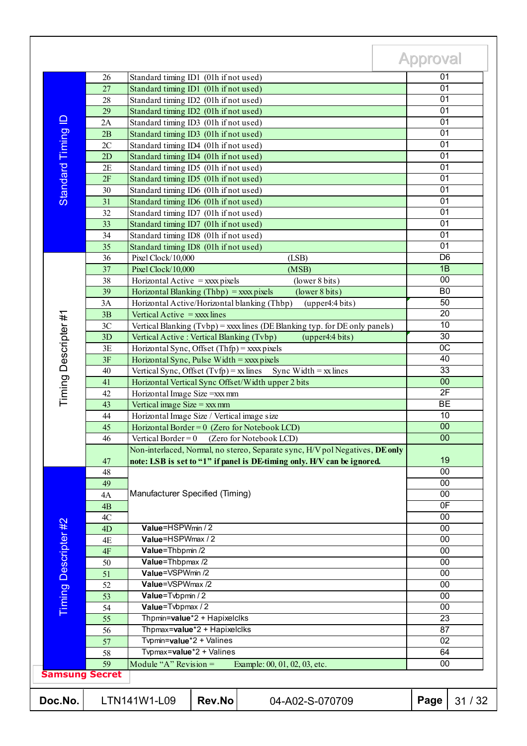Approval

| Section | Address | Description | Value |
|---|---|---|---|
| Standard Timing ID | 26 | Standard timing ID1 (01h if not used) | 01 |
| | 27 | Standard timing ID1 (01h if not used) | 01 |
| | 28 | Standard timing ID2 (01h if not used) | 01 |
| | 29 | Standard timing ID2 (01h if not used) | 01 |
| | 2A | Standard timing ID3 (01h if not used) | 01 |
| | 2B | Standard timing ID3 (01h if not used) | 01 |
| | 2C | Standard timing ID4 (01h if not used) | 01 |
| | 2D | Standard timing ID4 (01h if not used) | 01 |
| | 2E | Standard timing ID5 (01h if not used) | 01 |
| | 2F | Standard timing ID5 (01h if not used) | 01 |
| | 30 | Standard timing ID6 (01h if not used) | 01 |
| | 31 | Standard timing ID6 (01h if not used) | 01 |
| | 32 | Standard timing ID7 (01h if not used) | 01 |
| | 33 | Standard timing ID7 (01h if not used) | 01 |
| | 34 | Standard timing ID8 (01h if not used) | 01 |
| | 35 | Standard timing ID8 (01h if not used) | 01 |
| Timing Descripter #1 | 36 | Pixel Clock/10,000 (LSB) | D6 |
| | 37 | Pixel Clock/10,000 (MSB) | 1B |
| | 38 | Horizontal Active = xxxx pixels (lower 8 bits) | 00 |
| | 39 | Horizontal Blanking (Thbp) = xxxx pixels (lower 8 bits) | B0 |
| | 3A | Horizontal Active/Horizontal blanking (Thbp) (upper4:4 bits) | 50 |
| | 3B | Vertical Active = xxxx lines | 20 |
| | 3C | Vertical Blanking (Tvbp) = xxxx lines (DE Blanking typ. for DE only panels) | 10 |
| | 3D | Vertical Active : Vertical Blanking (Tvbp) (upper4:4 bits) | 30 |
| | 3E | Horizontal Sync, Offset (Thfp) = xxxx pixels | 0C |
| | 3F | Horizontal Sync, Pulse Width = xxxx pixels | 40 |
| | 40 | Vertical Sync, Offset (Tvfp) = xx lines Sync Width = xx lines | 33 |
| | 41 | Horizontal Vertical Sync Offset/Width upper 2 bits | 00 |
| | 42 | Horizontal Image Size = xxx mm | 2F |
| | 43 | Vertical image Size = xxx mm | BE |
| | 44 | Horizontal Image Size / Vertical image size | 10 |
| | 45 | Horizontal Border = 0 (Zero for Notebook LCD) | 00 |
| | 46 | Vertical Border = 0 (Zero for Notebook LCD) | 00 |
| | 47 | Non-interlaced, Normal, no stereo, Separate sync, H/V pol Negatives, **DE only note: LSB is set to "1" if panel is DE-timing only. H/V can be ignored.** | 19 |
| Timing Descripter #2 | 48 | Manufacturer Specified (Timing) | 00 |
| | 49 | | 00 |
| | 4A | | 00 |
| | 4B | | 0F |
| | 4C | | 00 |
| | 4D | **Value**=HSPWmin / 2 | 00 |
| | 4E | **Value**=HSPWmax / 2 | 00 |
| | 4F | **Value**=Thbpmin /2 | 00 |
| | 50 | **Value**=Thbpmax /2 | 00 |
| | 51 | **Value**=VSPWmin /2 | 00 |
| | 52 | **Value**=VSPWmax /2 | 00 |
| | 53 | **Value**=Tvbpmin / 2 | 00 |
| | 54 | **Value**=Tvbpmax / 2 | 00 |
| | 55 | Thpmin=**value**\*2 + Hapixelclks | 23 |
| | 56 | Thpmax=**value**\*2 + Hapixelclks | 87 |
| | 57 | Tvpmin=**value**\*2 + Valines | 02 |
| | 58 | Tvpmax=**value**\*2 + Valines | 64 |
| | 59 | Module "A" Revision = Example: 00, 01, 02, 03, etc. | 00 |

**Samsung Secret**

| Doc.No. | LTN141W1-L09 | Rev.No | 04-A02-S-070709 | Page | 31 / 32 |
|---|---|---|---|---|---|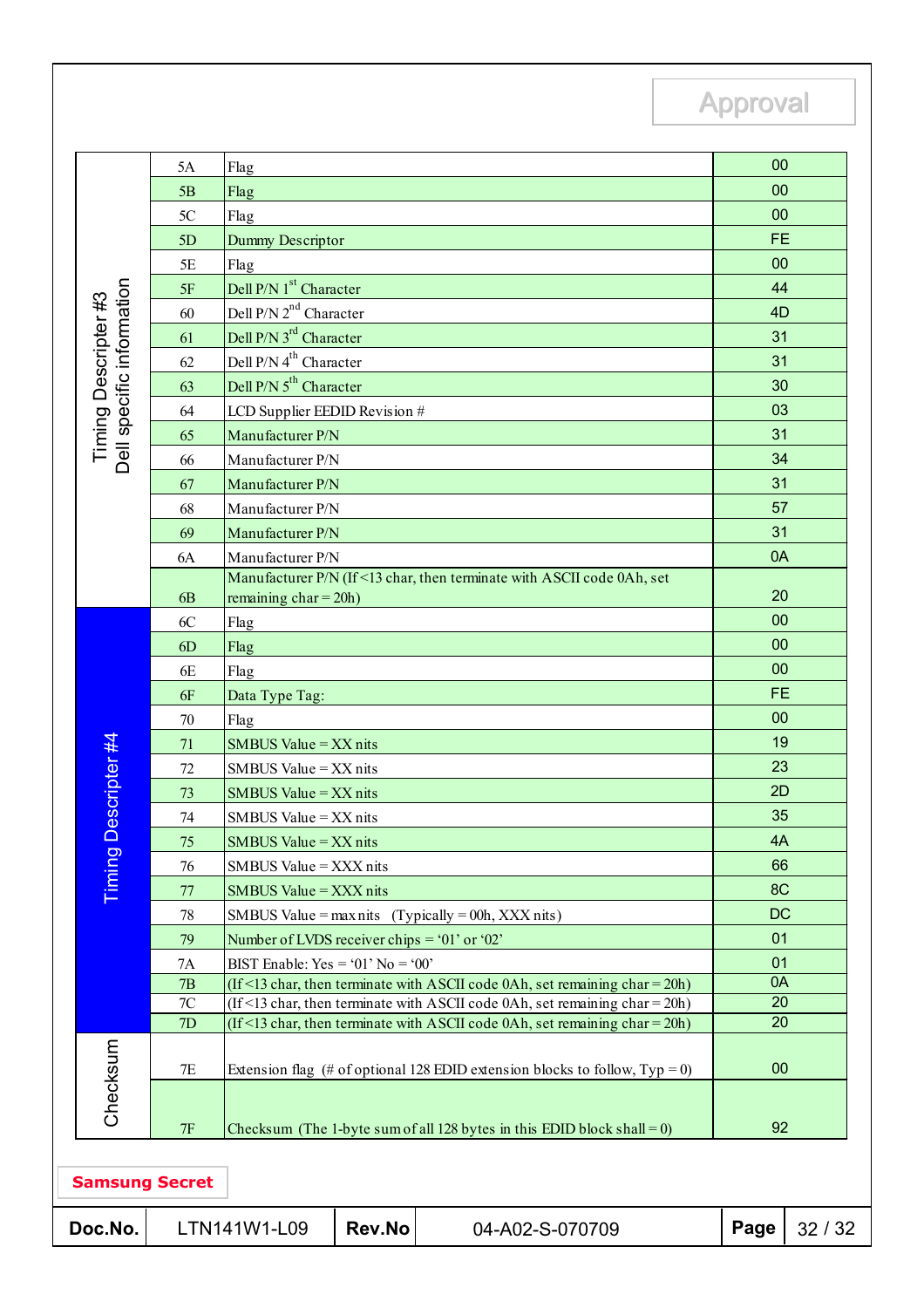Approval

| | | | |
|---|---|---|---|
| Timing Descripter #3 Dell specific information | 5A | Flag | 00 |
| | 5B | Flag | 00 |
| | 5C | Flag | 00 |
| | 5D | Dummy Descriptor | FE |
| | 5E | Flag | 00 |
| | 5F | Dell P/N 1st Character | 44 |
| | 60 | Dell P/N 2nd Character | 4D |
| | 61 | Dell P/N 3rd Character | 31 |
| | 62 | Dell P/N 4th Character | 31 |
| | 63 | Dell P/N 5th Character | 30 |
| | 64 | LCD Supplier EEDID Revision # | 03 |
| | 65 | Manufacturer P/N | 31 |
| | 66 | Manufacturer P/N | 34 |
| | 67 | Manufacturer P/N | 31 |
| | 68 | Manufacturer P/N | 57 |
| | 69 | Manufacturer P/N | 31 |
| | 6A | Manufacturer P/N | 0A |
| | 6B | Manufacturer P/N (If <13 char, then terminate with ASCII code 0Ah, set remaining char = 20h) | 20 |
| Timing Descripter #4 | 6C | Flag | 00 |
| | 6D | Flag | 00 |
| | 6E | Flag | 00 |
| | 6F | Data Type Tag: | FE |
| | 70 | Flag | 00 |
| | 71 | SMBUS Value = XX nits | 19 |
| | 72 | SMBUS Value = XX nits | 23 |
| | 73 | SMBUS Value = XX nits | 2D |
| | 74 | SMBUS Value = XX nits | 35 |
| | 75 | SMBUS Value = XX nits | 4A |
| | 76 | SMBUS Value = XXX nits | 66 |
| | 77 | SMBUS Value = XXX nits | 8C |
| | 78 | SMBUS Value = max nits (Typically = 00h, XXX nits) | DC |
| | 79 | Number of LVDS receiver chips = '01' or '02' | 01 |
| | 7A | BIST Enable: Yes = '01' No = '00' | 01 |
| | 7B | (If <13 char, then terminate with ASCII code 0Ah, set remaining char = 20h) | 0A |
| | 7C | (If <13 char, then terminate with ASCII code 0Ah, set remaining char = 20h) | 20 |
| | 7D | (If <13 char, then terminate with ASCII code 0Ah, set remaining char = 20h) | 20 |
| Checksum | 7E | Extension flag (# of optional 128 EDID extension blocks to follow, Typ = 0) | 00 |
| | 7F | Checksum (The 1-byte sum of all 128 bytes in this EDID block shall = 0) | 92 |

**Samsung Secret**

| Doc.No. | LTN141W1-L09 | Rev.No | 04-A02-S-070709 |
|---|---|---|---|